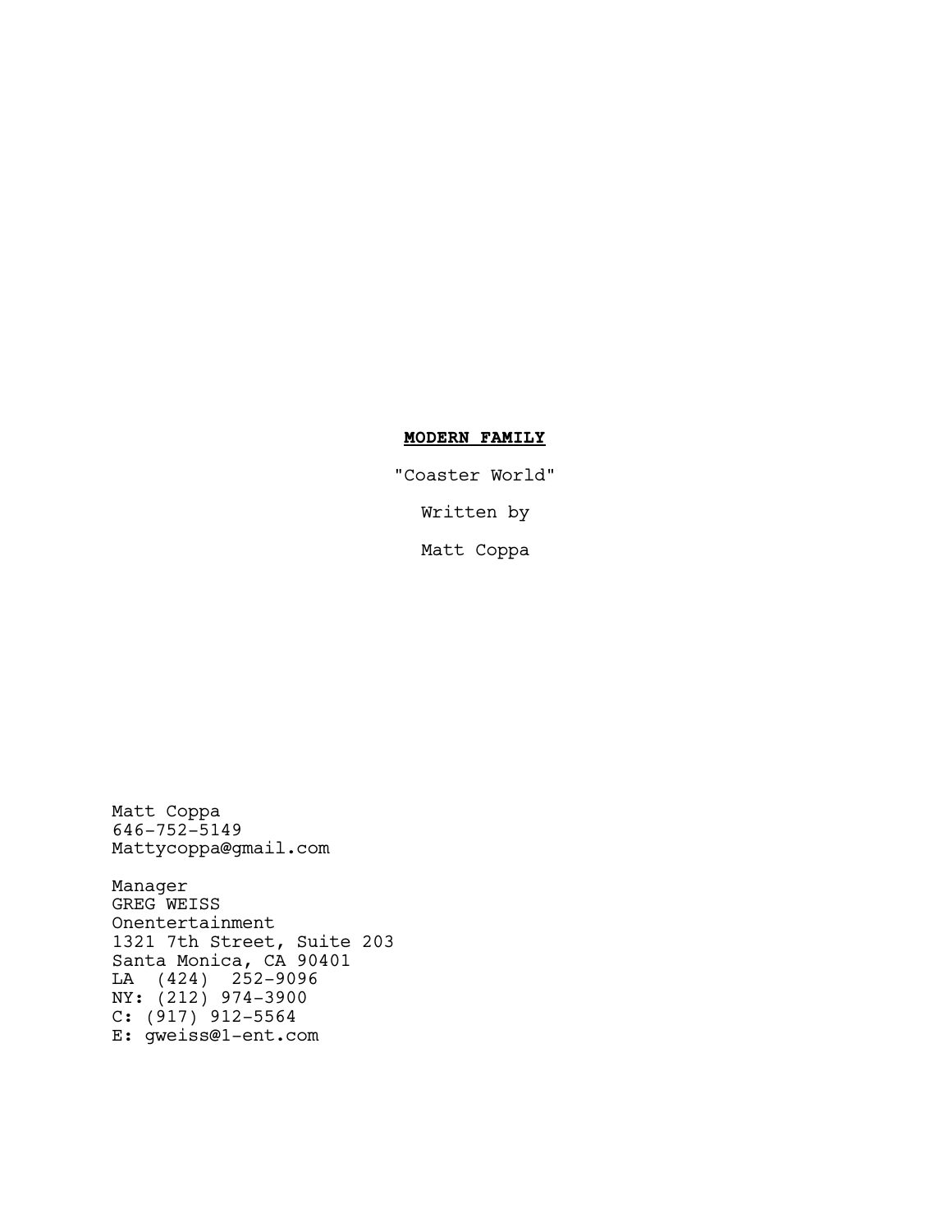**MODERN FAMILY**

"Coaster World"

Written by

Matt Coppa

Matt Coppa
646-752-5149
Mattycoppa@gmail.com

Manager
GREG WEISS
Onentertainment
1321 7th Street, Suite 203
Santa Monica, CA 90401
LA (424) 252-9096
NY: (212) 974-3900
C: (917) 912-5564
E: gweiss@1-ent.com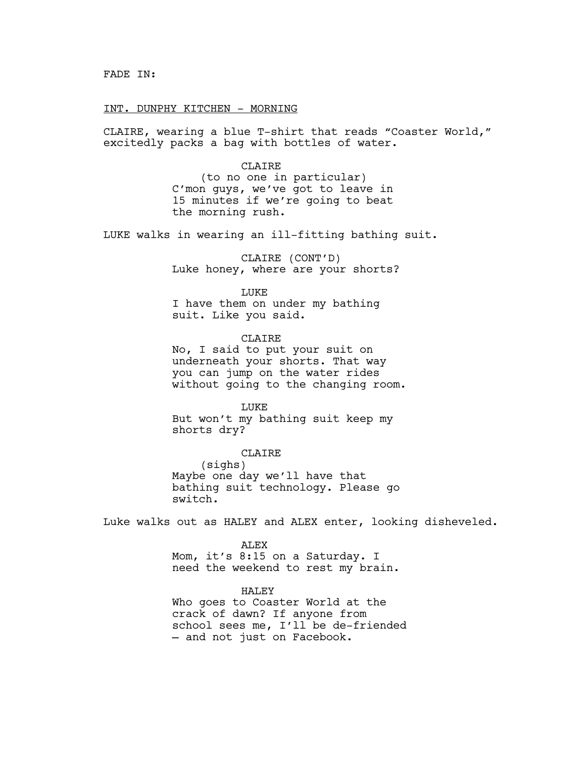FADE IN:

INT. DUNPHY KITCHEN - MORNING

CLAIRE, wearing a blue T-shirt that reads "Coaster World," excitedly packs a bag with bottles of water.

CLAIRE
(to no one in particular)
C'mon guys, we've got to leave in 15 minutes if we're going to beat the morning rush.

LUKE walks in wearing an ill-fitting bathing suit.

CLAIRE (CONT'D)
Luke honey, where are your shorts?

LUKE
I have them on under my bathing suit. Like you said.

CLAIRE
No, I said to put your suit on underneath your shorts. That way you can jump on the water rides without going to the changing room.

LUKE
But won't my bathing suit keep my shorts dry?

CLAIRE
(sighs)
Maybe one day we'll have that bathing suit technology. Please go switch.

Luke walks out as HALEY and ALEX enter, looking disheveled.

ALEX
Mom, it's 8:15 on a Saturday. I need the weekend to rest my brain.

HALEY
Who goes to Coaster World at the crack of dawn? If anyone from school sees me, I'll be de-friended – and not just on Facebook.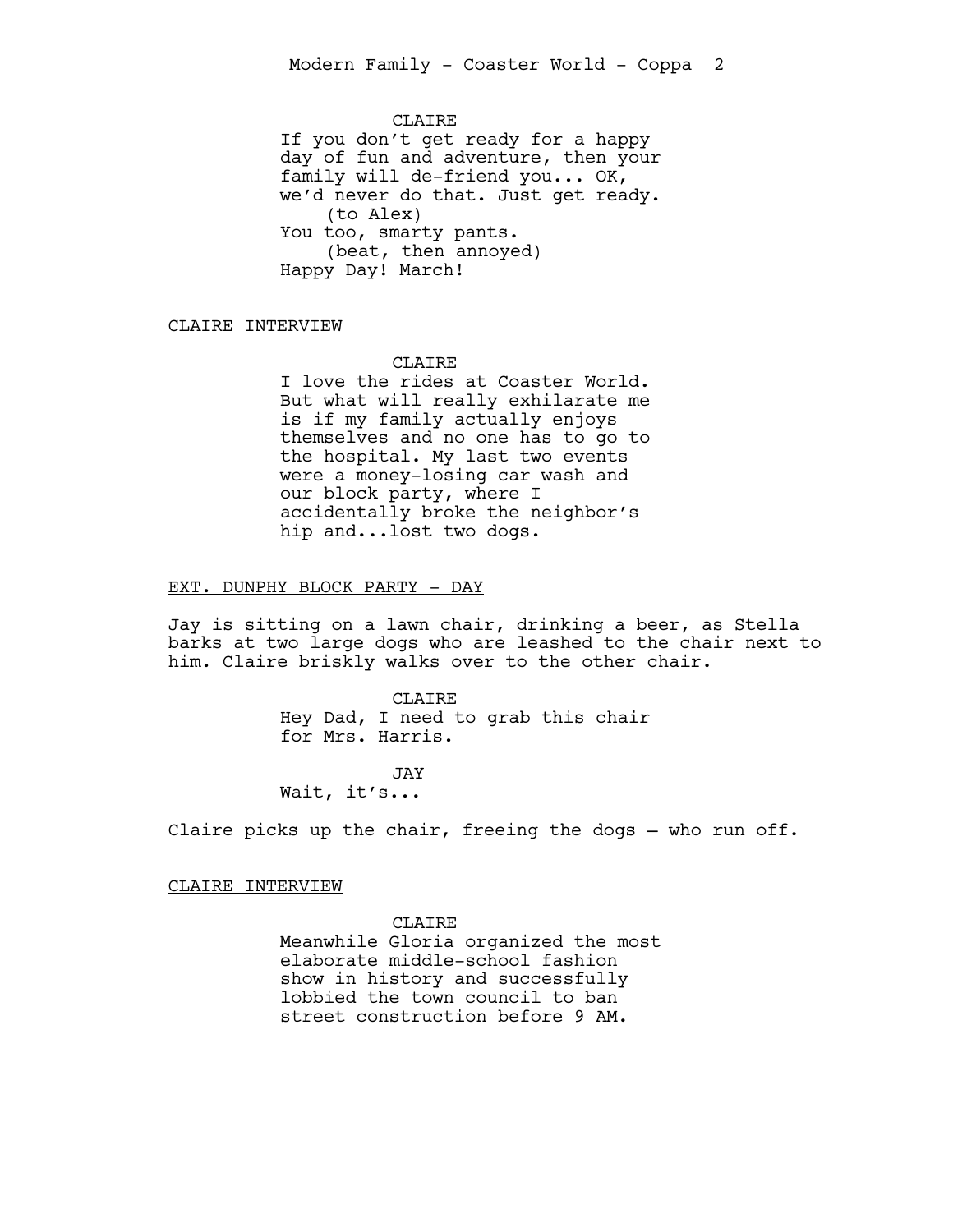CLAIRE

If you don't get ready for a happy day of fun and adventure, then your family will de-friend you... OK, we'd never do that. Just get ready.

(to Alex)

You too, smarty pants.

(beat, then annoyed)

Happy Day! March!

<u>CLAIRE INTERVIEW</u>

CLAIRE

I love the rides at Coaster World. But what will really exhilarate me is if my family actually enjoys themselves and no one has to go to the hospital. My last two events were a money-losing car wash and our block party, where I accidentally broke the neighbor's hip and...lost two dogs.

<u>EXT. DUNPHY BLOCK PARTY - DAY</u>

Jay is sitting on a lawn chair, drinking a beer, as Stella barks at two large dogs who are leashed to the chair next to him. Claire briskly walks over to the other chair.

CLAIRE

Hey Dad, I need to grab this chair for Mrs. Harris.

JAY

Wait, it's...

Claire picks up the chair, freeing the dogs – who run off.

<u>CLAIRE INTERVIEW</u>

CLAIRE

Meanwhile Gloria organized the most elaborate middle-school fashion show in history and successfully lobbied the town council to ban street construction before 9 AM.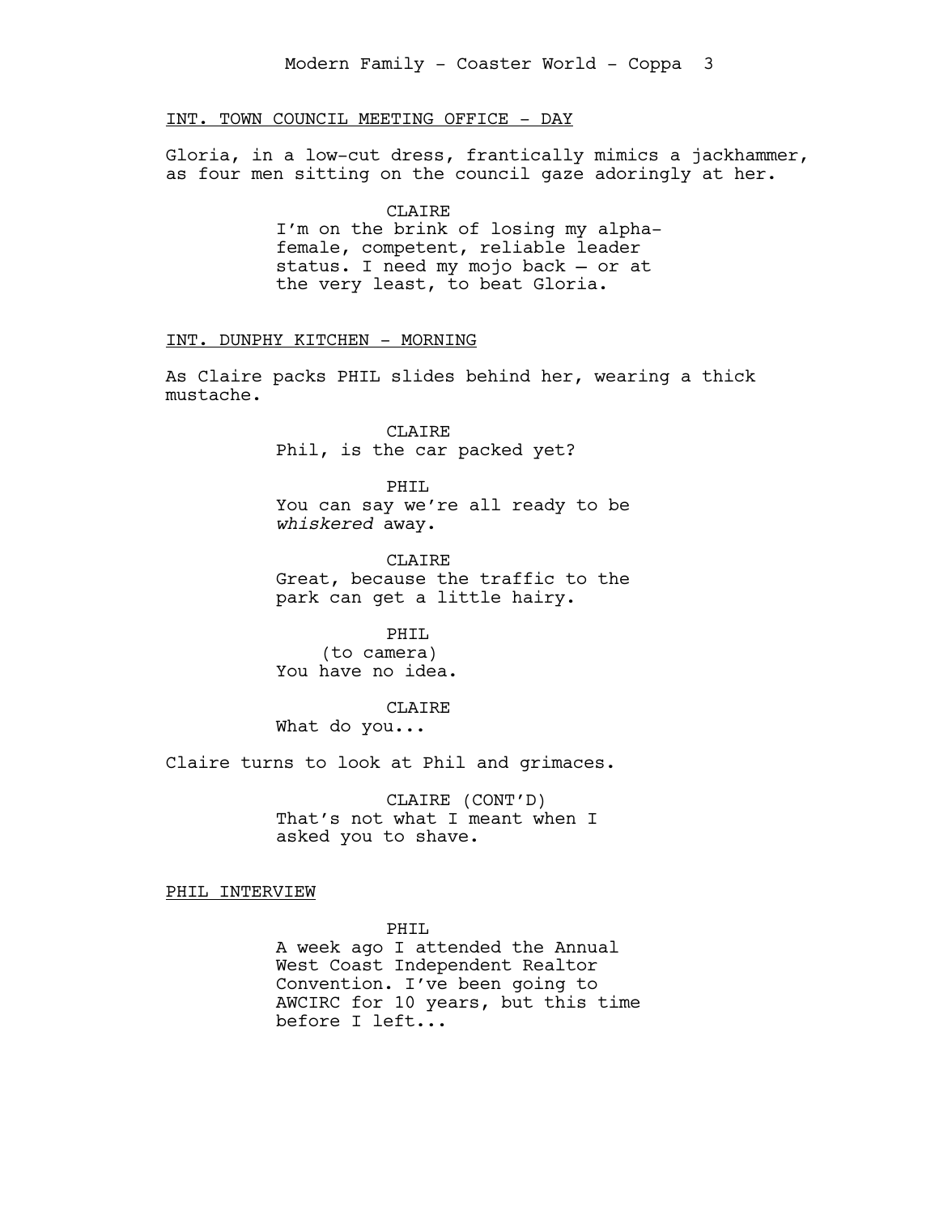INT. TOWN COUNCIL MEETING OFFICE - DAY

Gloria, in a low-cut dress, frantically mimics a jackhammer, as four men sitting on the council gaze adoringly at her.

CLAIRE
I'm on the brink of losing my alpha-female, competent, reliable leader status. I need my mojo back – or at the very least, to beat Gloria.

INT. DUNPHY KITCHEN - MORNING

As Claire packs PHIL slides behind her, wearing a thick mustache.

CLAIRE
Phil, is the car packed yet?

PHIL
You can say we're all ready to be *whiskered* away.

CLAIRE
Great, because the traffic to the park can get a little hairy.

PHIL
(to camera)
You have no idea.

CLAIRE
What do you...

Claire turns to look at Phil and grimaces.

CLAIRE (CONT'D)
That's not what I meant when I asked you to shave.

PHIL INTERVIEW

PHIL
A week ago I attended the Annual West Coast Independent Realtor Convention. I've been going to AWCIRC for 10 years, but this time before I left...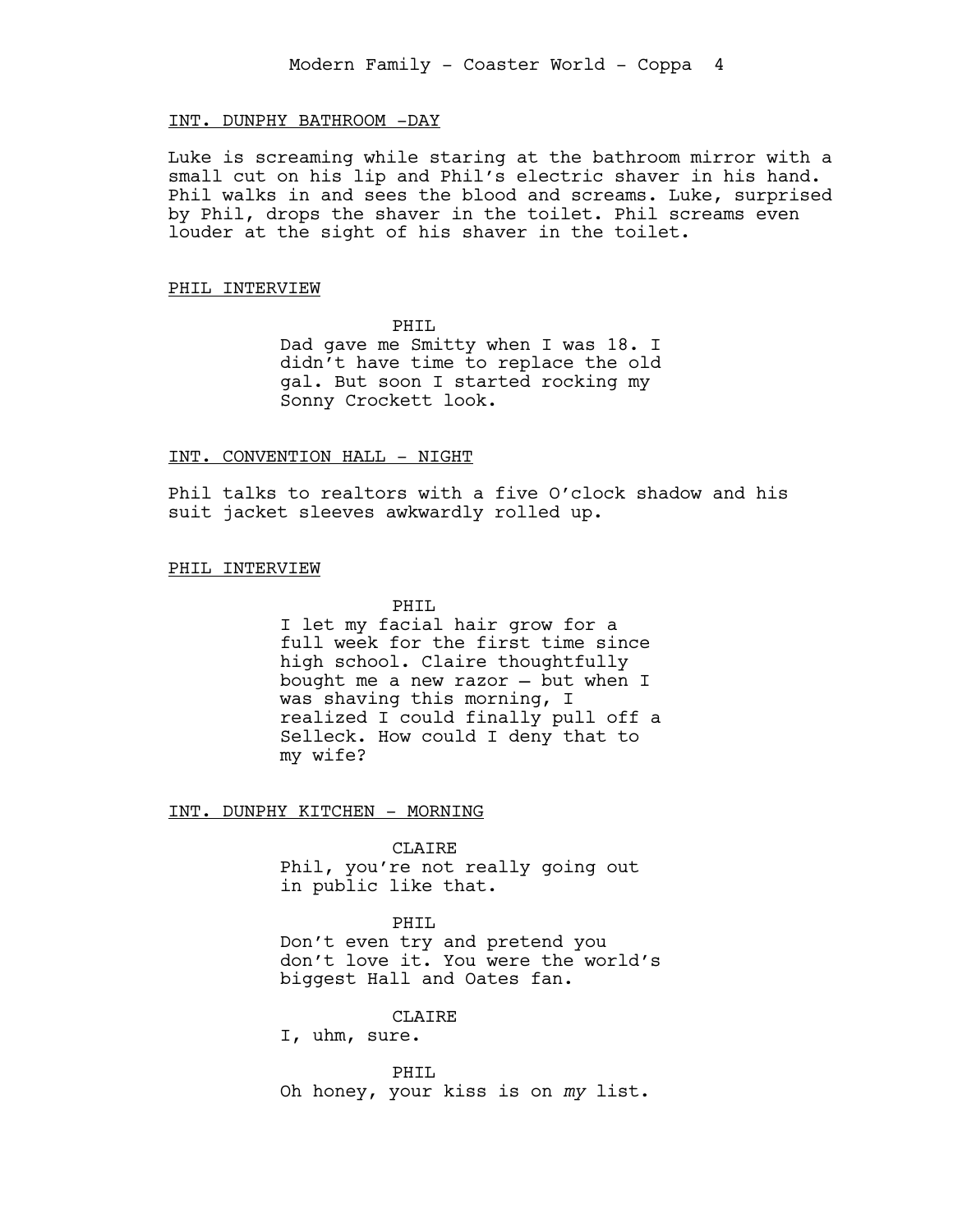INT. DUNPHY BATHROOM -DAY

Luke is screaming while staring at the bathroom mirror with a small cut on his lip and Phil's electric shaver in his hand. Phil walks in and sees the blood and screams. Luke, surprised by Phil, drops the shaver in the toilet. Phil screams even louder at the sight of his shaver in the toilet.

PHIL INTERVIEW

PHIL
Dad gave me Smitty when I was 18. I didn't have time to replace the old gal. But soon I started rocking my Sonny Crockett look.

INT. CONVENTION HALL - NIGHT

Phil talks to realtors with a five O'clock shadow and his suit jacket sleeves awkwardly rolled up.

PHIL INTERVIEW

PHIL
I let my facial hair grow for a full week for the first time since high school. Claire thoughtfully bought me a new razor – but when I was shaving this morning, I realized I could finally pull off a Selleck. How could I deny that to my wife?

INT. DUNPHY KITCHEN - MORNING

CLAIRE
Phil, you're not really going out in public like that.

PHIL
Don't even try and pretend you don't love it. You were the world's biggest Hall and Oates fan.

CLAIRE
I, uhm, sure.

PHIL
Oh honey, your kiss is on *my* list.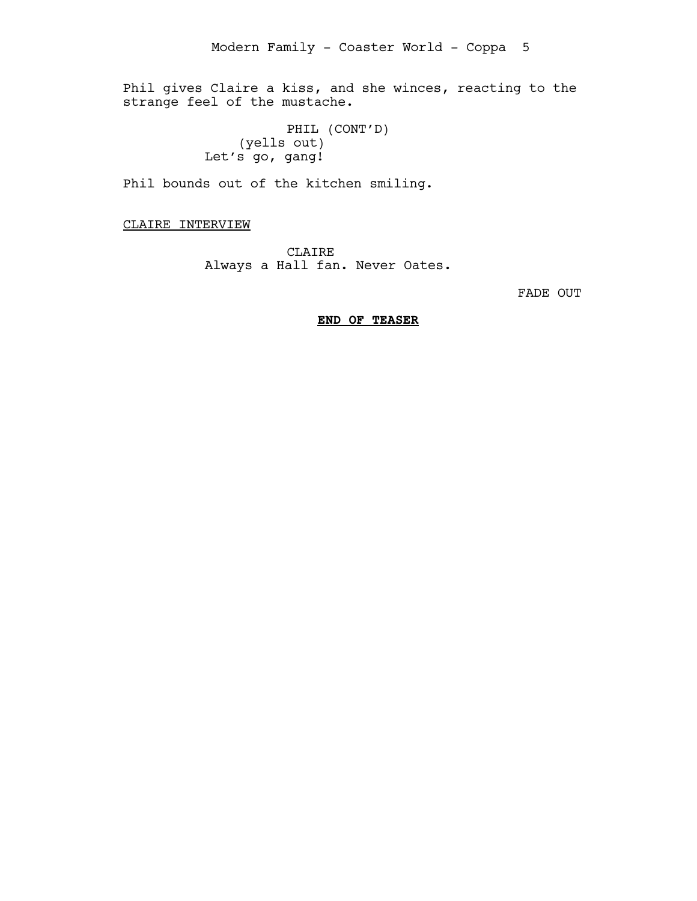Phil gives Claire a kiss, and she winces, reacting to the strange feel of the mustache.

PHIL (CONT'D)
(yells out)
Let's go, gang!

Phil bounds out of the kitchen smiling.

CLAIRE INTERVIEW

CLAIRE
Always a Hall fan. Never Oates.

FADE OUT

**END OF TEASER**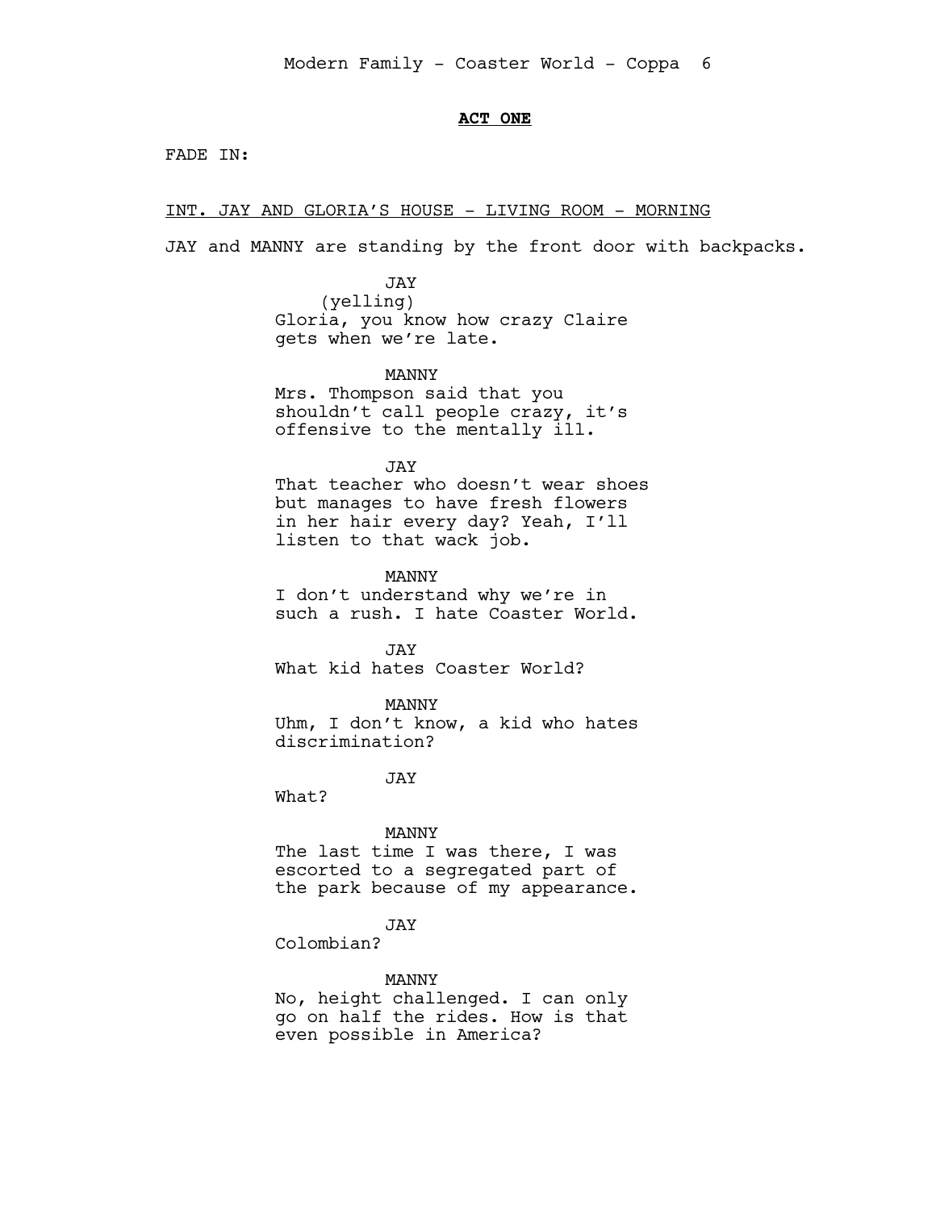**ACT ONE**

FADE IN:

INT. JAY AND GLORIA'S HOUSE - LIVING ROOM - MORNING

JAY and MANNY are standing by the front door with backpacks.

JAY
(yelling)
Gloria, you know how crazy Claire gets when we're late.

MANNY
Mrs. Thompson said that you shouldn't call people crazy, it's offensive to the mentally ill.

JAY
That teacher who doesn't wear shoes but manages to have fresh flowers in her hair every day? Yeah, I'll listen to that wack job.

MANNY
I don't understand why we're in such a rush. I hate Coaster World.

JAY
What kid hates Coaster World?

MANNY
Uhm, I don't know, a kid who hates discrimination?

JAY
What?

MANNY
The last time I was there, I was escorted to a segregated part of the park because of my appearance.

JAY
Colombian?

MANNY
No, height challenged. I can only go on half the rides. How is that even possible in America?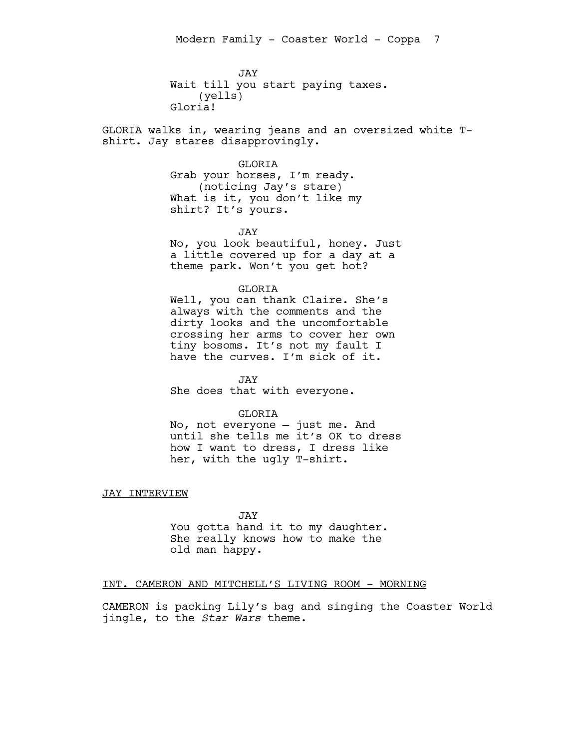JAY
Wait till you start paying taxes.
(yells)
Gloria!

GLORIA walks in, wearing jeans and an oversized white T-shirt. Jay stares disapprovingly.

GLORIA
Grab your horses, I'm ready.
(noticing Jay's stare)
What is it, you don't like my shirt? It's yours.

JAY
No, you look beautiful, honey. Just a little covered up for a day at a theme park. Won't you get hot?

GLORIA
Well, you can thank Claire. She's always with the comments and the dirty looks and the uncomfortable crossing her arms to cover her own tiny bosoms. It's not my fault I have the curves. I'm sick of it.

JAY
She does that with everyone.

GLORIA
No, not everyone – just me. And until she tells me it's OK to dress how I want to dress, I dress like her, with the ugly T-shirt.

<u>JAY INTERVIEW</u>

JAY
You gotta hand it to my daughter. She really knows how to make the old man happy.

<u>INT. CAMERON AND MITCHELL'S LIVING ROOM - MORNING</u>

CAMERON is packing Lily's bag and singing the Coaster World jingle, to the *Star Wars* theme.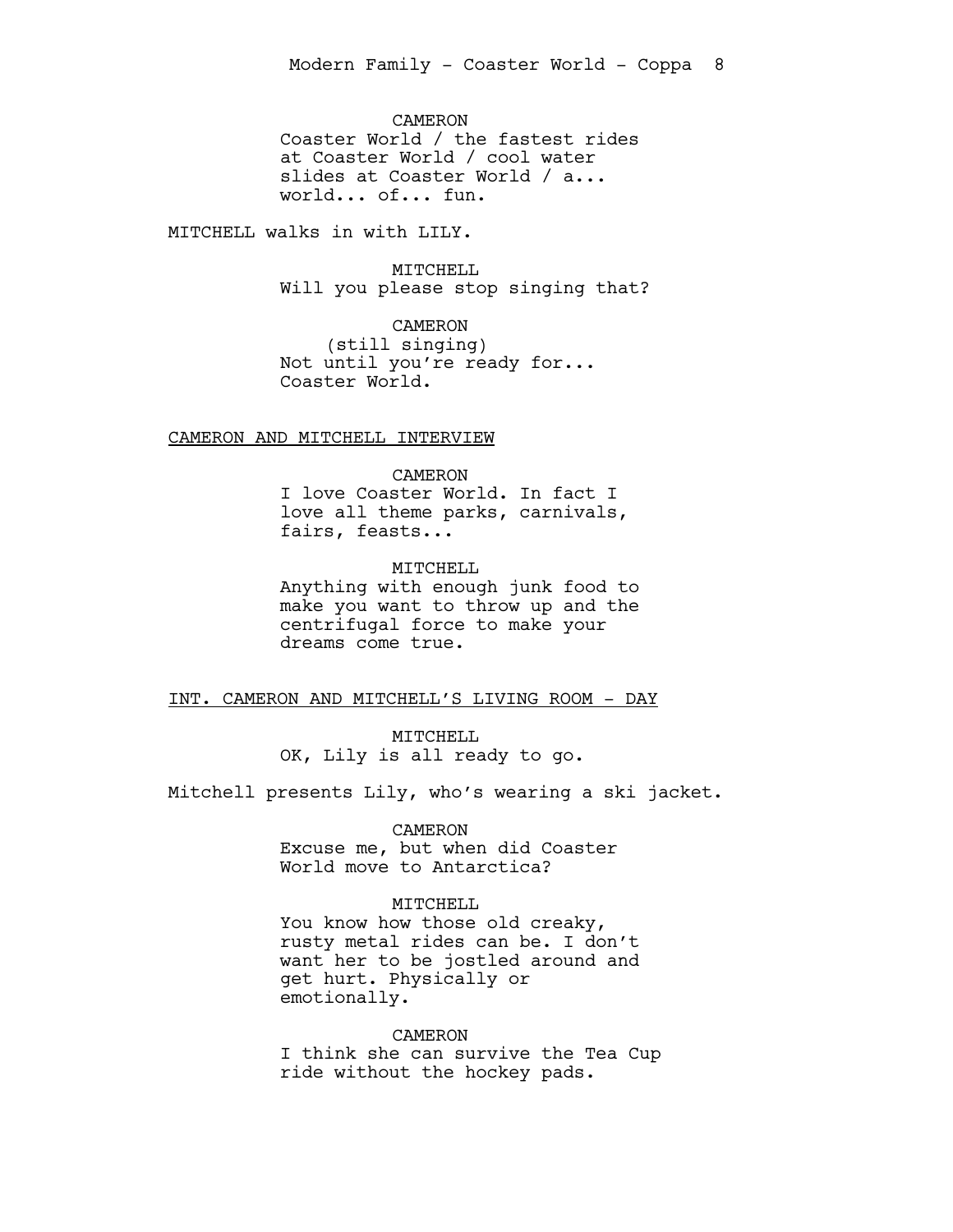CAMERON
Coaster World / the fastest rides at Coaster World / cool water slides at Coaster World / a... world... of... fun.

MITCHELL walks in with LILY.

MITCHELL
Will you please stop singing that?

CAMERON
(still singing)
Not until you're ready for... Coaster World.

CAMERON AND MITCHELL INTERVIEW

CAMERON
I love Coaster World. In fact I love all theme parks, carnivals, fairs, feasts...

MITCHELL
Anything with enough junk food to make you want to throw up and the centrifugal force to make your dreams come true.

INT. CAMERON AND MITCHELL'S LIVING ROOM - DAY

MITCHELL
OK, Lily is all ready to go.

Mitchell presents Lily, who's wearing a ski jacket.

CAMERON
Excuse me, but when did Coaster World move to Antarctica?

MITCHELL
You know how those old creaky, rusty metal rides can be. I don't want her to be jostled around and get hurt. Physically or emotionally.

CAMERON
I think she can survive the Tea Cup ride without the hockey pads.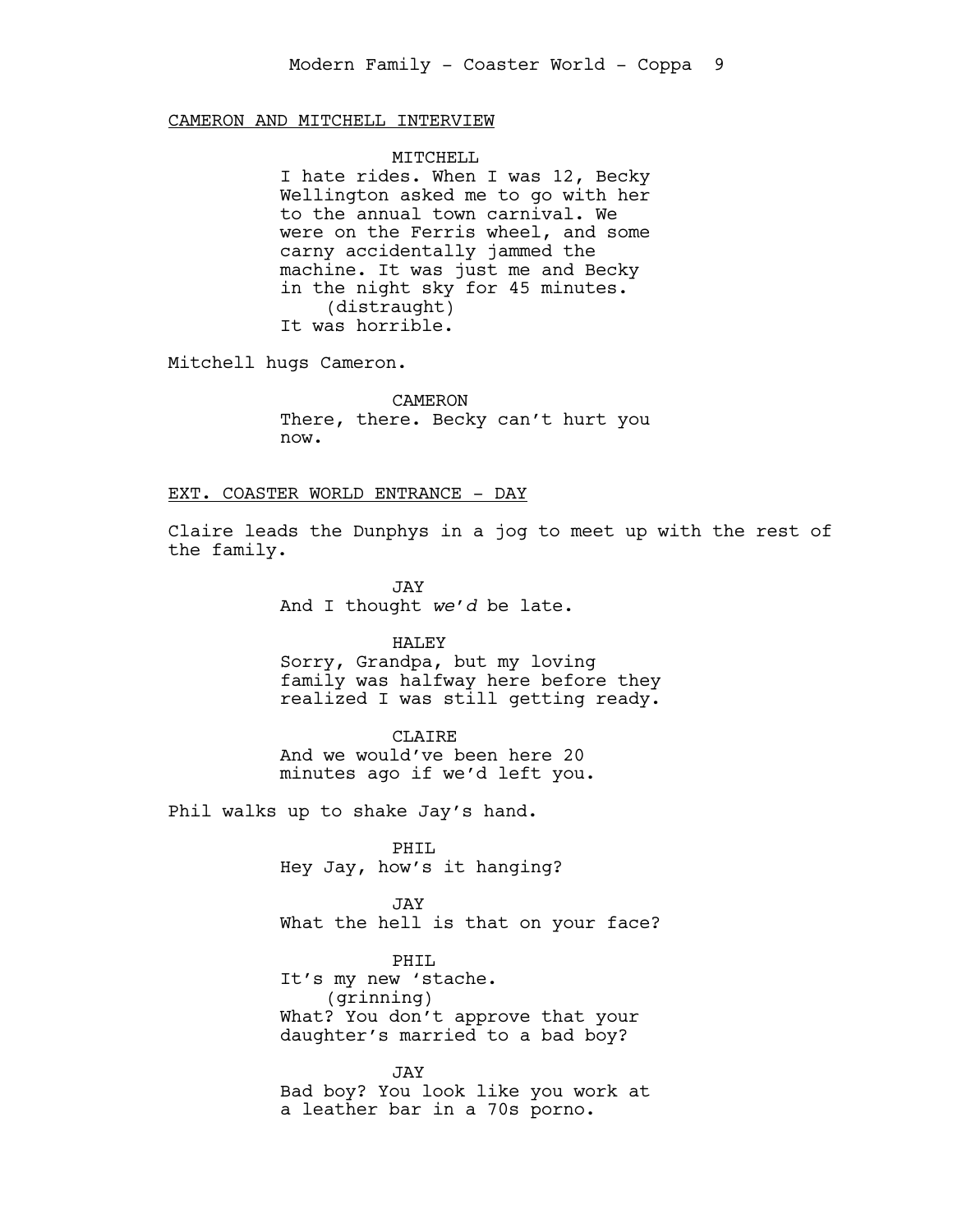CAMERON AND MITCHELL INTERVIEW

MITCHELL
I hate rides. When I was 12, Becky Wellington asked me to go with her to the annual town carnival. We were on the Ferris wheel, and some carny accidentally jammed the machine. It was just me and Becky in the night sky for 45 minutes.
(distraught)
It was horrible.

Mitchell hugs Cameron.

CAMERON
There, there. Becky can't hurt you now.

EXT. COASTER WORLD ENTRANCE - DAY

Claire leads the Dunphys in a jog to meet up with the rest of the family.

JAY
And I thought *we'd* be late.

HALEY
Sorry, Grandpa, but my loving family was halfway here before they realized I was still getting ready.

CLAIRE
And we would've been here 20 minutes ago if we'd left you.

Phil walks up to shake Jay's hand.

PHIL
Hey Jay, how's it hanging?

JAY
What the hell is that on your face?

PHIL
It's my new 'stache.
(grinning)
What? You don't approve that your daughter's married to a bad boy?

JAY
Bad boy? You look like you work at a leather bar in a 70s porno.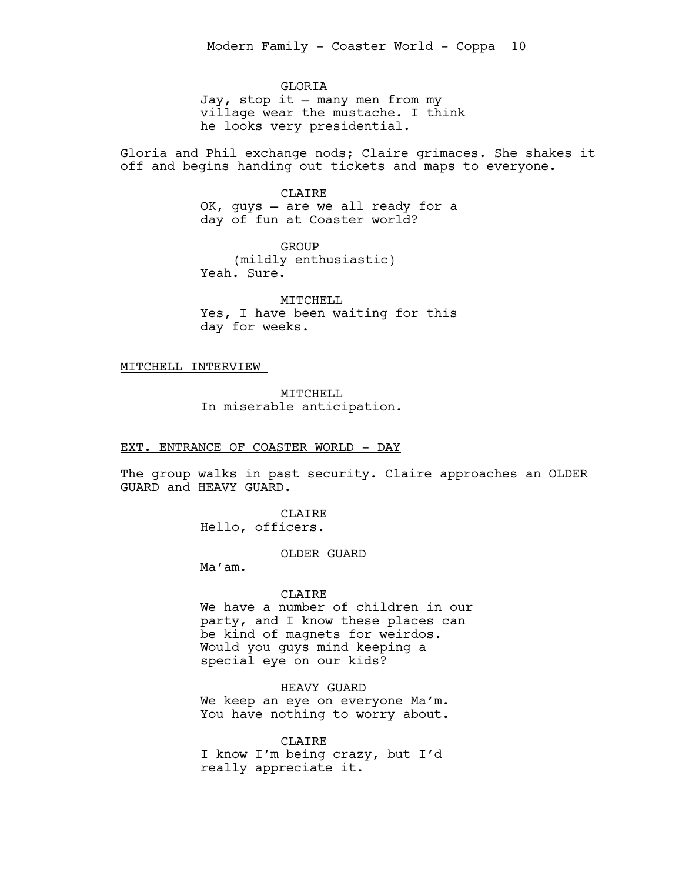GLORIA
Jay, stop it – many men from my village wear the mustache. I think he looks very presidential.

Gloria and Phil exchange nods; Claire grimaces. She shakes it off and begins handing out tickets and maps to everyone.

CLAIRE
OK, guys – are we all ready for a day of fun at Coaster world?

GROUP
(mildly enthusiastic)
Yeah. Sure.

MITCHELL
Yes, I have been waiting for this day for weeks.

MITCHELL INTERVIEW

MITCHELL
In miserable anticipation.

EXT. ENTRANCE OF COASTER WORLD - DAY

The group walks in past security. Claire approaches an OLDER GUARD and HEAVY GUARD.

CLAIRE
Hello, officers.

OLDER GUARD
Ma'am.

CLAIRE
We have a number of children in our party, and I know these places can be kind of magnets for weirdos. Would you guys mind keeping a special eye on our kids?

HEAVY GUARD
We keep an eye on everyone Ma'm. You have nothing to worry about.

CLAIRE
I know I'm being crazy, but I'd really appreciate it.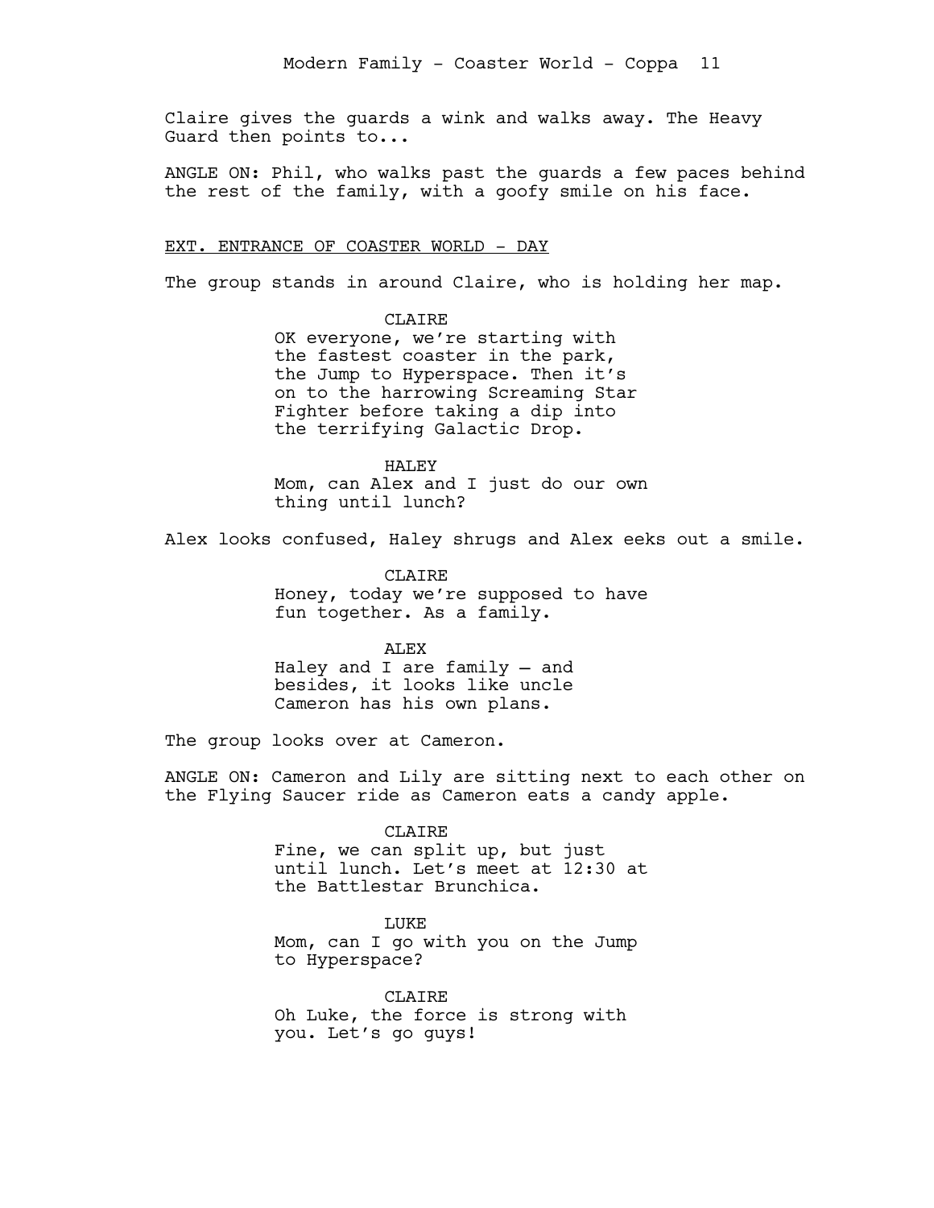Claire gives the guards a wink and walks away. The Heavy Guard then points to...

ANGLE ON: Phil, who walks past the guards a few paces behind the rest of the family, with a goofy smile on his face.

EXT. ENTRANCE OF COASTER WORLD - DAY

The group stands in around Claire, who is holding her map.

CLAIRE
OK everyone, we're starting with the fastest coaster in the park, the Jump to Hyperspace. Then it's on to the harrowing Screaming Star Fighter before taking a dip into the terrifying Galactic Drop.

HALEY
Mom, can Alex and I just do our own thing until lunch?

Alex looks confused, Haley shrugs and Alex eeks out a smile.

CLAIRE
Honey, today we're supposed to have fun together. As a family.

ALEX
Haley and I are family – and besides, it looks like uncle Cameron has his own plans.

The group looks over at Cameron.

ANGLE ON: Cameron and Lily are sitting next to each other on the Flying Saucer ride as Cameron eats a candy apple.

CLAIRE
Fine, we can split up, but just until lunch. Let's meet at 12:30 at the Battlestar Brunchica.

LUKE
Mom, can I go with you on the Jump to Hyperspace?

CLAIRE
Oh Luke, the force is strong with you. Let's go guys!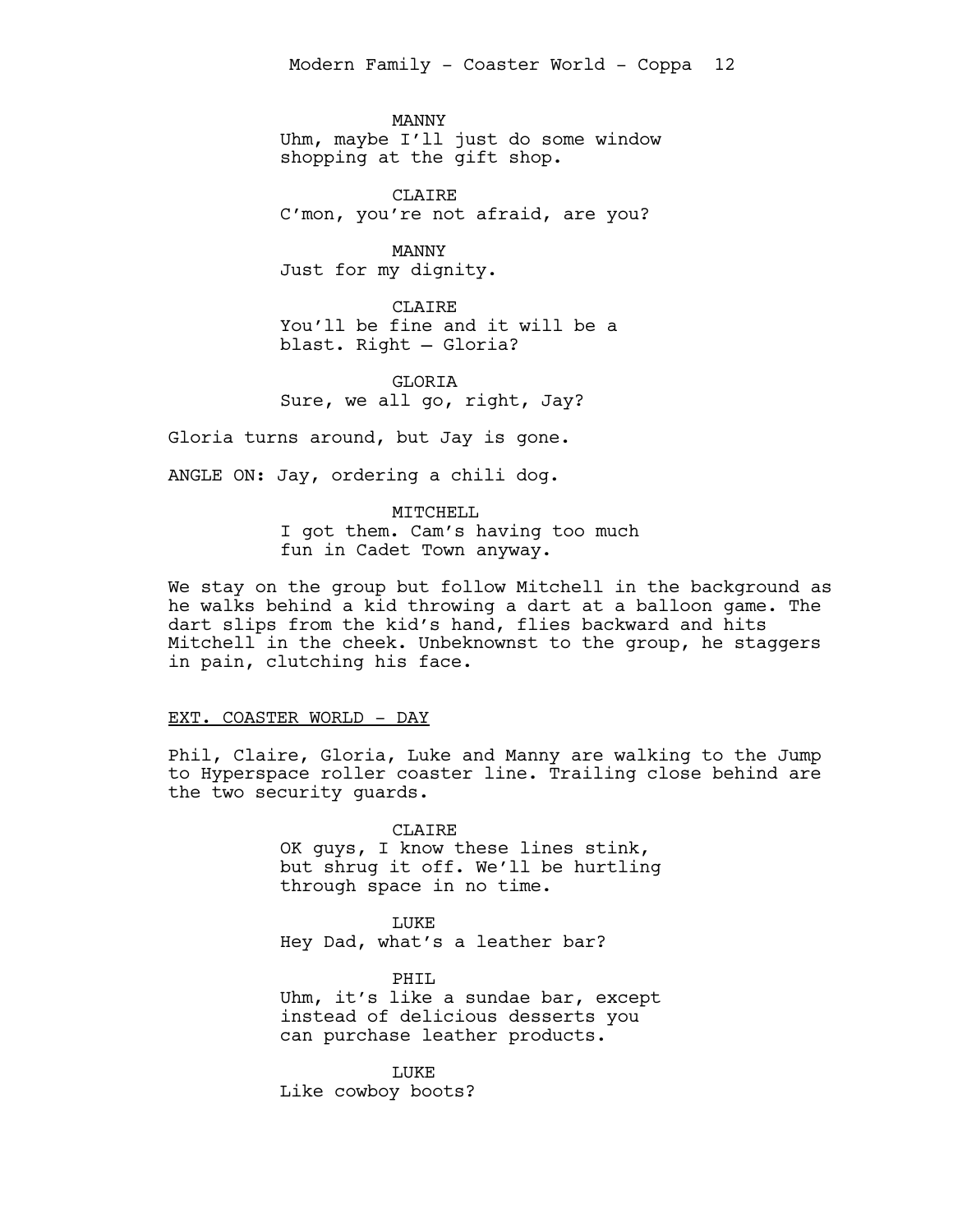MANNY
Uhm, maybe I'll just do some window shopping at the gift shop.

CLAIRE
C'mon, you're not afraid, are you?

MANNY
Just for my dignity.

CLAIRE
You'll be fine and it will be a blast. Right – Gloria?

GLORIA
Sure, we all go, right, Jay?

Gloria turns around, but Jay is gone.

ANGLE ON: Jay, ordering a chili dog.

MITCHELL
I got them. Cam's having too much fun in Cadet Town anyway.

We stay on the group but follow Mitchell in the background as he walks behind a kid throwing a dart at a balloon game. The dart slips from the kid's hand, flies backward and hits Mitchell in the cheek. Unbeknownst to the group, he staggers in pain, clutching his face.

EXT. COASTER WORLD - DAY

Phil, Claire, Gloria, Luke and Manny are walking to the Jump to Hyperspace roller coaster line. Trailing close behind are the two security guards.

CLAIRE
OK guys, I know these lines stink, but shrug it off. We'll be hurtling through space in no time.

LUKE
Hey Dad, what's a leather bar?

PHIL
Uhm, it's like a sundae bar, except instead of delicious desserts you can purchase leather products.

LUKE
Like cowboy boots?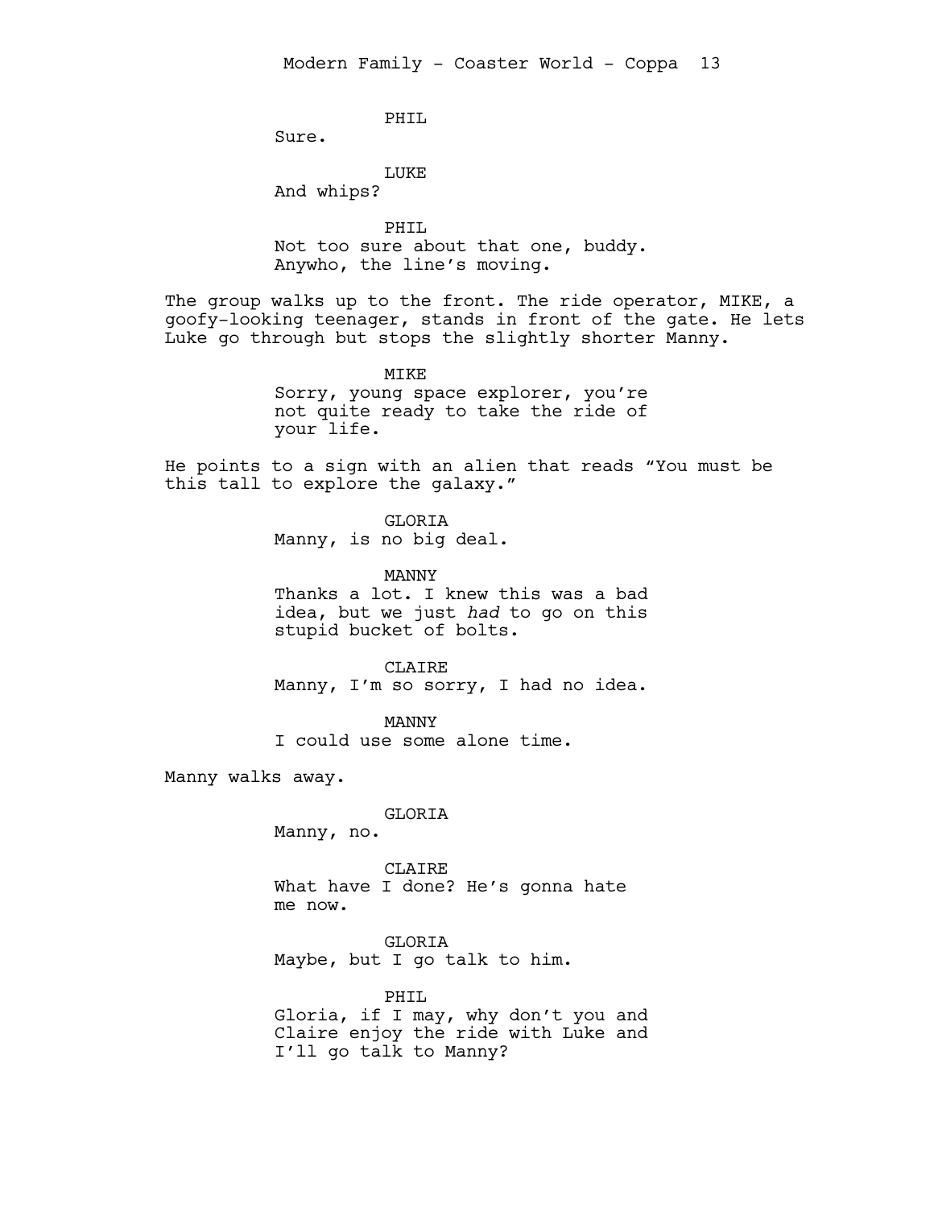PHIL
Sure.

LUKE
And whips?

PHIL
Not too sure about that one, buddy. Anywho, the line's moving.

The group walks up to the front. The ride operator, MIKE, a goofy-looking teenager, stands in front of the gate. He lets Luke go through but stops the slightly shorter Manny.

MIKE
Sorry, young space explorer, you're not quite ready to take the ride of your life.

He points to a sign with an alien that reads "You must be this tall to explore the galaxy."

GLORIA
Manny, is no big deal.

MANNY
Thanks a lot. I knew this was a bad idea, but we just *had* to go on this stupid bucket of bolts.

CLAIRE
Manny, I'm so sorry, I had no idea.

MANNY
I could use some alone time.

Manny walks away.

GLORIA
Manny, no.

CLAIRE
What have I done? He's gonna hate me now.

GLORIA
Maybe, but I go talk to him.

PHIL
Gloria, if I may, why don't you and Claire enjoy the ride with Luke and I'll go talk to Manny?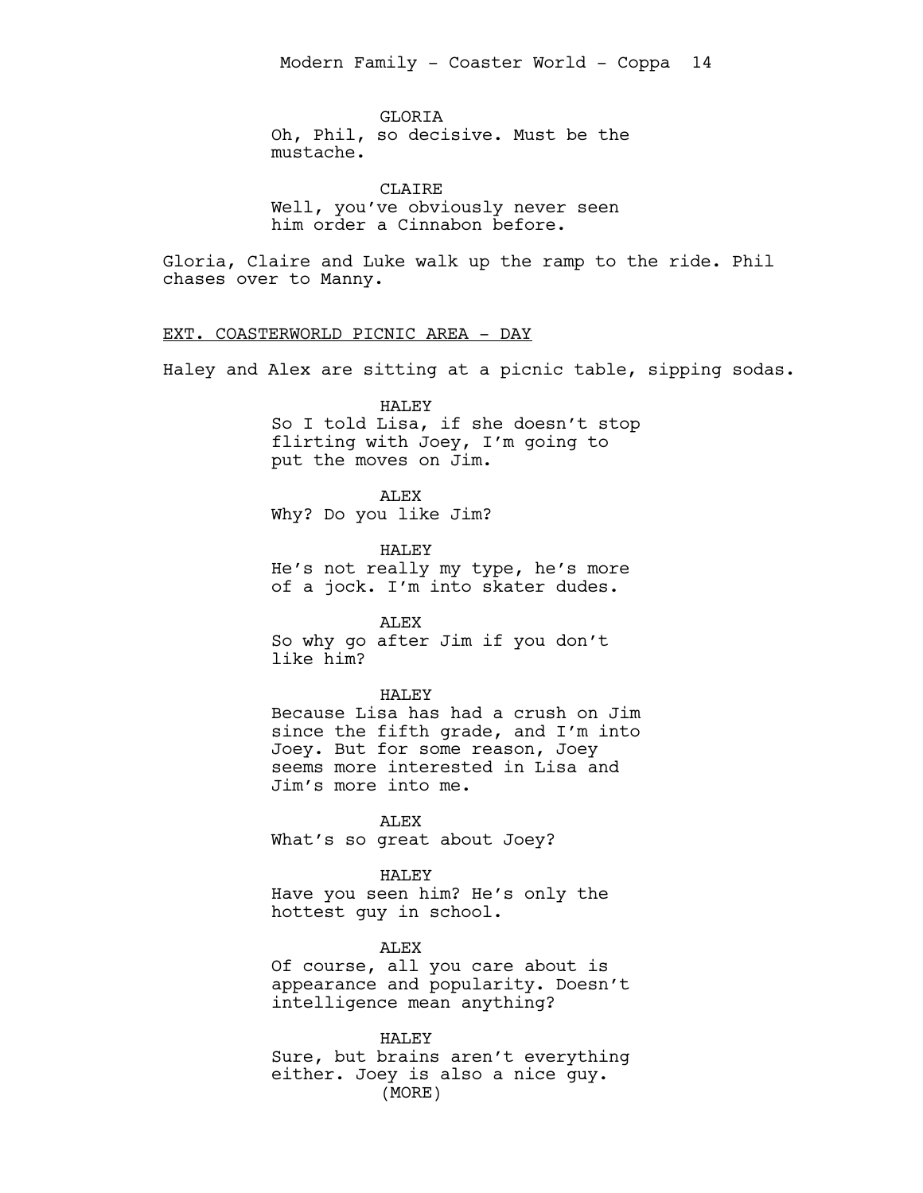GLORIA
Oh, Phil, so decisive. Must be the mustache.

CLAIRE
Well, you've obviously never seen him order a Cinnabon before.

Gloria, Claire and Luke walk up the ramp to the ride. Phil chases over to Manny.

EXT. COASTERWORLD PICNIC AREA - DAY

Haley and Alex are sitting at a picnic table, sipping sodas.

HALEY
So I told Lisa, if she doesn't stop flirting with Joey, I'm going to put the moves on Jim.

ALEX
Why? Do you like Jim?

HALEY
He's not really my type, he's more of a jock. I'm into skater dudes.

ALEX
So why go after Jim if you don't like him?

HALEY
Because Lisa has had a crush on Jim since the fifth grade, and I'm into Joey. But for some reason, Joey seems more interested in Lisa and Jim's more into me.

ALEX
What's so great about Joey?

HALEY
Have you seen him? He's only the hottest guy in school.

ALEX
Of course, all you care about is appearance and popularity. Doesn't intelligence mean anything?

HALEY
Sure, but brains aren't everything either. Joey is also a nice guy.
(MORE)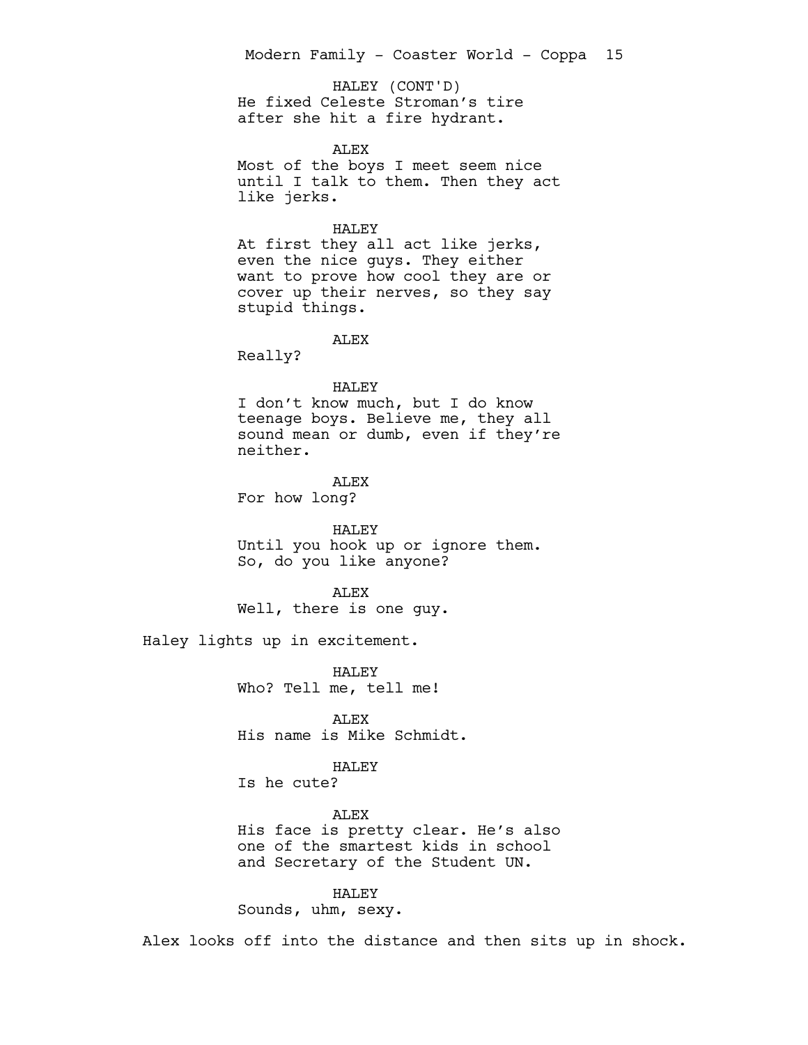HALEY (CONT'D)
He fixed Celeste Stroman's tire after she hit a fire hydrant.

ALEX
Most of the boys I meet seem nice until I talk to them. Then they act like jerks.

HALEY
At first they all act like jerks, even the nice guys. They either want to prove how cool they are or cover up their nerves, so they say stupid things.

ALEX
Really?

HALEY
I don't know much, but I do know teenage boys. Believe me, they all sound mean or dumb, even if they're neither.

ALEX
For how long?

HALEY
Until you hook up or ignore them. So, do you like anyone?

ALEX
Well, there is one guy.

Haley lights up in excitement.

HALEY
Who? Tell me, tell me!

ALEX
His name is Mike Schmidt.

HALEY
Is he cute?

ALEX
His face is pretty clear. He's also one of the smartest kids in school and Secretary of the Student UN.

HALEY
Sounds, uhm, sexy.

Alex looks off into the distance and then sits up in shock.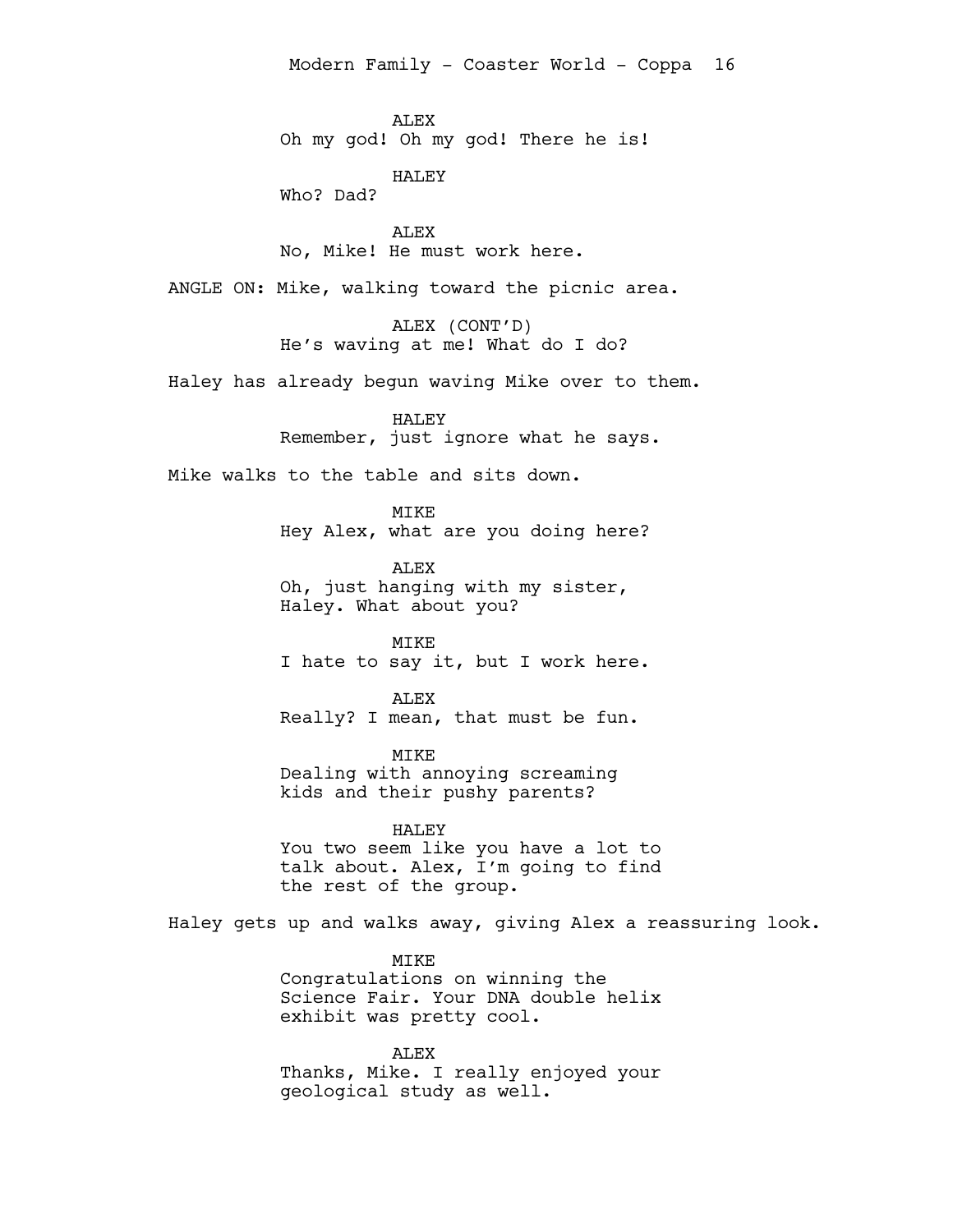ALEX
Oh my god! Oh my god! There he is!

HALEY
Who? Dad?

ALEX
No, Mike! He must work here.

ANGLE ON: Mike, walking toward the picnic area.

ALEX (CONT'D)
He's waving at me! What do I do?

Haley has already begun waving Mike over to them.

HALEY
Remember, just ignore what he says.

Mike walks to the table and sits down.

MIKE
Hey Alex, what are you doing here?

ALEX
Oh, just hanging with my sister, Haley. What about you?

MIKE
I hate to say it, but I work here.

ALEX
Really? I mean, that must be fun.

MIKE
Dealing with annoying screaming kids and their pushy parents?

HALEY
You two seem like you have a lot to talk about. Alex, I'm going to find the rest of the group.

Haley gets up and walks away, giving Alex a reassuring look.

MIKE
Congratulations on winning the Science Fair. Your DNA double helix exhibit was pretty cool.

ALEX
Thanks, Mike. I really enjoyed your geological study as well.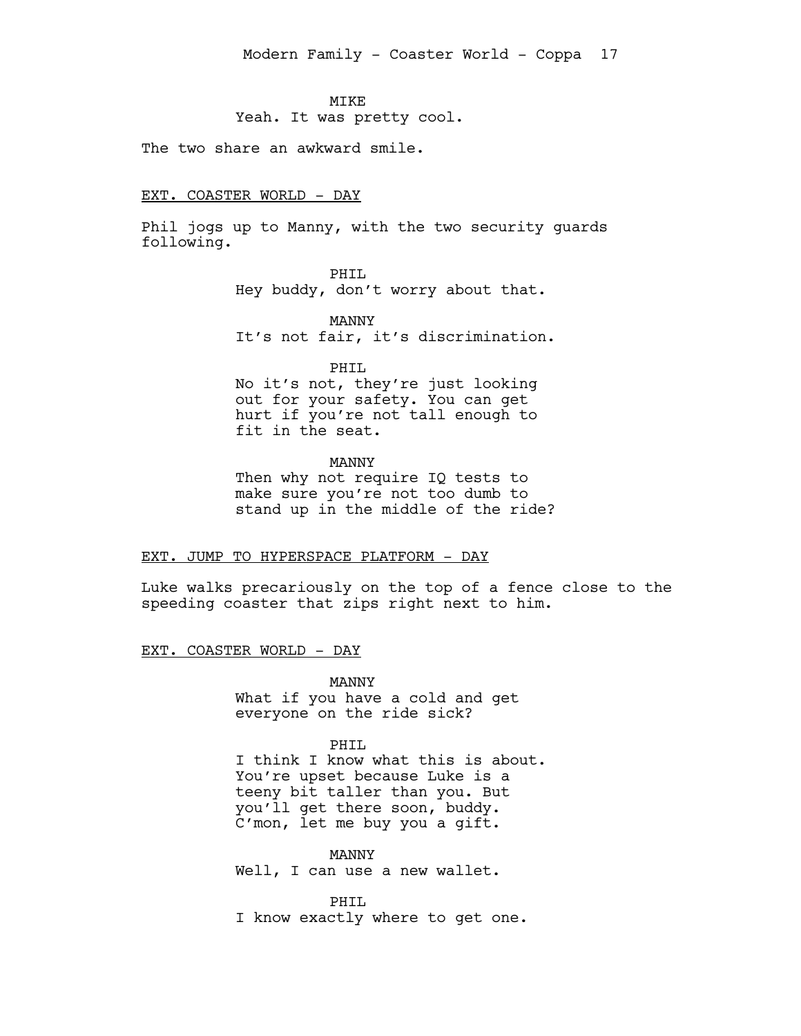MIKE

Yeah. It was pretty cool.

The two share an awkward smile.

EXT. COASTER WORLD - DAY

Phil jogs up to Manny, with the two security guards following.

PHIL

Hey buddy, don't worry about that.

MANNY

It's not fair, it's discrimination.

PHIL

No it's not, they're just looking out for your safety. You can get hurt if you're not tall enough to fit in the seat.

MANNY

Then why not require IQ tests to make sure you're not too dumb to stand up in the middle of the ride?

EXT. JUMP TO HYPERSPACE PLATFORM - DAY

Luke walks precariously on the top of a fence close to the speeding coaster that zips right next to him.

EXT. COASTER WORLD - DAY

MANNY

What if you have a cold and get everyone on the ride sick?

PHIL

I think I know what this is about. You're upset because Luke is a teeny bit taller than you. But you'll get there soon, buddy. C'mon, let me buy you a gift.

MANNY

Well, I can use a new wallet.

PHIL

I know exactly where to get one.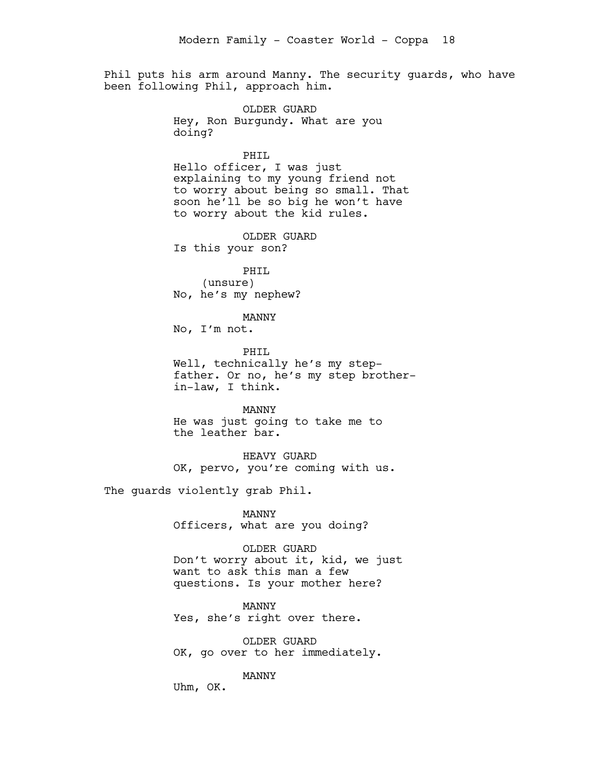Phil puts his arm around Manny. The security guards, who have been following Phil, approach him.

OLDER GUARD
Hey, Ron Burgundy. What are you doing?

PHIL
Hello officer, I was just explaining to my young friend not to worry about being so small. That soon he'll be so big he won't have to worry about the kid rules.

OLDER GUARD
Is this your son?

PHIL
(unsure)
No, he's my nephew?

MANNY
No, I'm not.

PHIL
Well, technically he's my step-father. Or no, he's my step brother-in-law, I think.

MANNY
He was just going to take me to the leather bar.

HEAVY GUARD
OK, pervo, you're coming with us.

The guards violently grab Phil.

MANNY
Officers, what are you doing?

OLDER GUARD
Don't worry about it, kid, we just want to ask this man a few questions. Is your mother here?

MANNY
Yes, she's right over there.

OLDER GUARD
OK, go over to her immediately.

MANNY
Uhm, OK.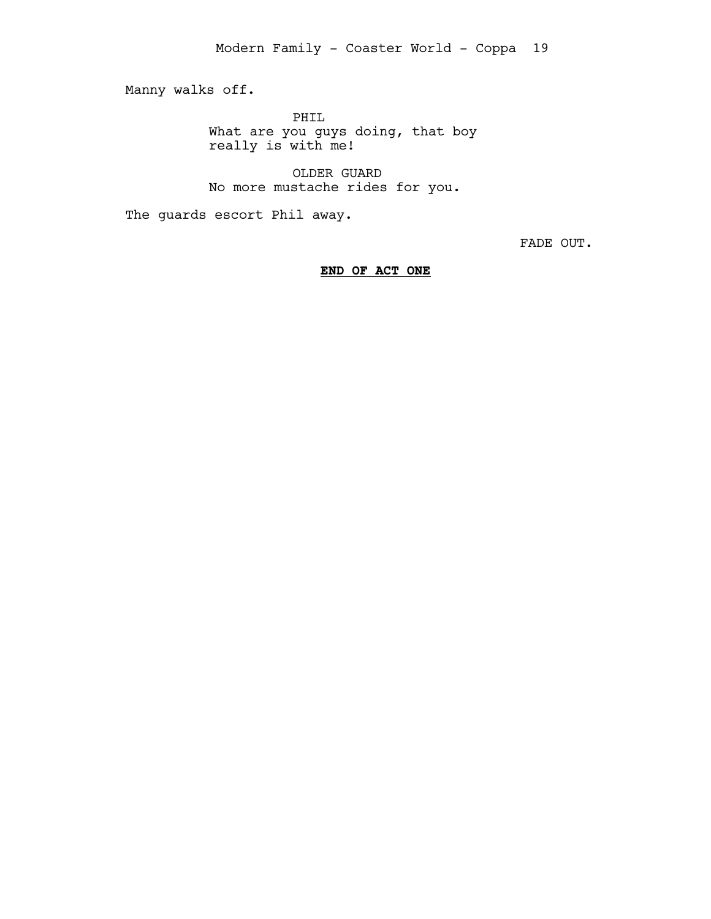Manny walks off.

PHIL
What are you guys doing, that boy really is with me!

OLDER GUARD
No more mustache rides for you.

The guards escort Phil away.

FADE OUT.

**END OF ACT ONE**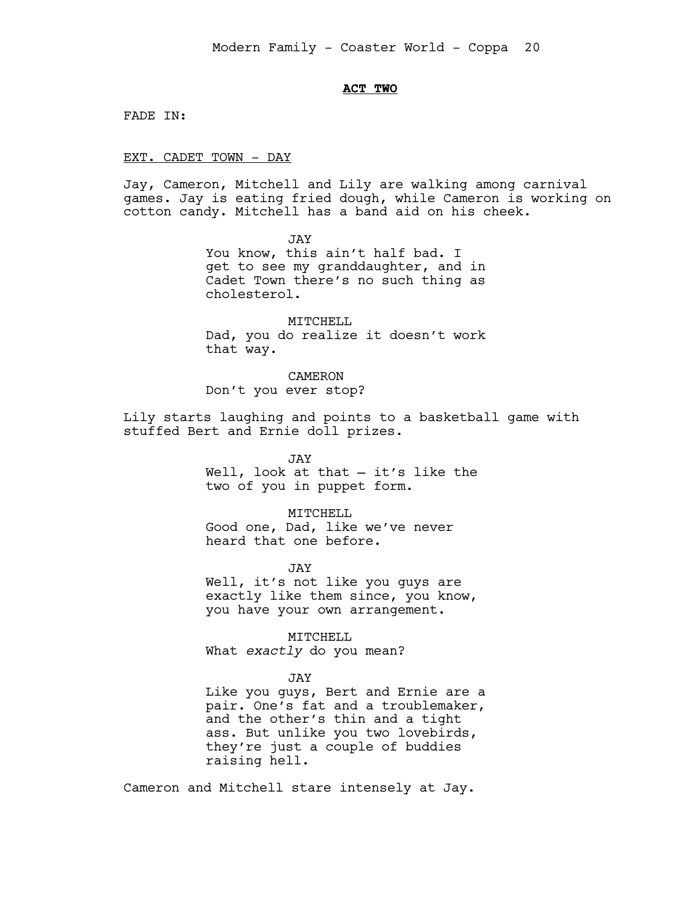**ACT TWO**

FADE IN:

EXT. CADET TOWN - DAY

Jay, Cameron, Mitchell and Lily are walking among carnival games. Jay is eating fried dough, while Cameron is working on cotton candy. Mitchell has a band aid on his cheek.

JAY
You know, this ain't half bad. I get to see my granddaughter, and in Cadet Town there's no such thing as cholesterol.

MITCHELL
Dad, you do realize it doesn't work that way.

CAMERON
Don't you ever stop?

Lily starts laughing and points to a basketball game with stuffed Bert and Ernie doll prizes.

JAY
Well, look at that – it's like the two of you in puppet form.

MITCHELL
Good one, Dad, like we've never heard that one before.

JAY
Well, it's not like you guys are exactly like them since, you know, you have your own arrangement.

MITCHELL
What *exactly* do you mean?

JAY
Like you guys, Bert and Ernie are a pair. One's fat and a troublemaker, and the other's thin and a tight ass. But unlike you two lovebirds, they're just a couple of buddies raising hell.

Cameron and Mitchell stare intensely at Jay.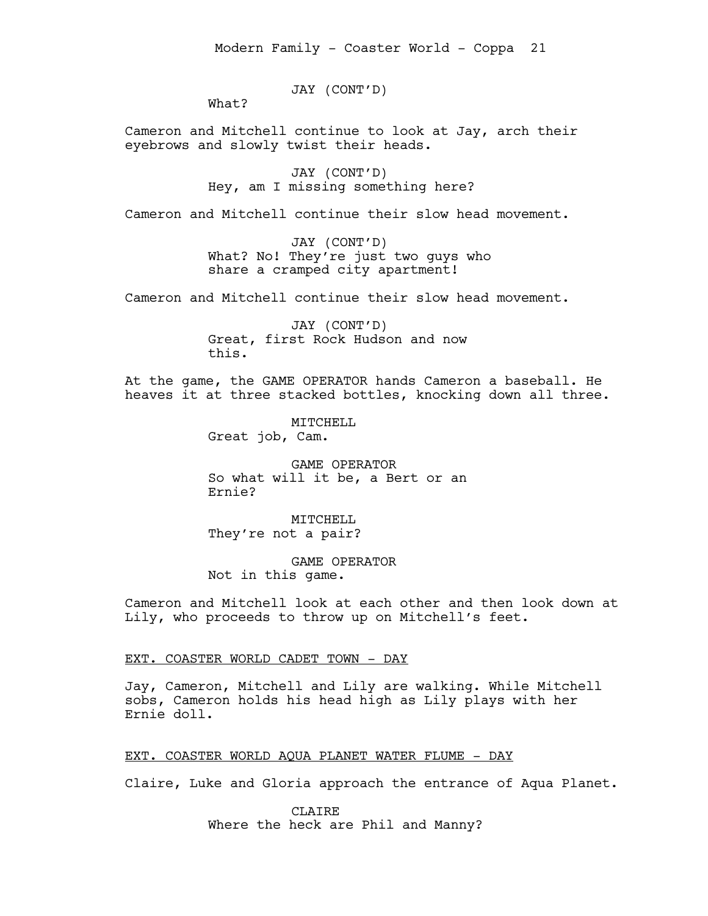JAY (CONT'D)
What?

Cameron and Mitchell continue to look at Jay, arch their eyebrows and slowly twist their heads.

JAY (CONT'D)
Hey, am I missing something here?

Cameron and Mitchell continue their slow head movement.

JAY (CONT'D)
What? No! They're just two guys who share a cramped city apartment!

Cameron and Mitchell continue their slow head movement.

JAY (CONT'D)
Great, first Rock Hudson and now this.

At the game, the GAME OPERATOR hands Cameron a baseball. He heaves it at three stacked bottles, knocking down all three.

MITCHELL
Great job, Cam.

GAME OPERATOR
So what will it be, a Bert or an Ernie?

MITCHELL
They're not a pair?

GAME OPERATOR
Not in this game.

Cameron and Mitchell look at each other and then look down at Lily, who proceeds to throw up on Mitchell's feet.

EXT. COASTER WORLD CADET TOWN - DAY

Jay, Cameron, Mitchell and Lily are walking. While Mitchell sobs, Cameron holds his head high as Lily plays with her Ernie doll.

EXT. COASTER WORLD AQUA PLANET WATER FLUME - DAY

Claire, Luke and Gloria approach the entrance of Aqua Planet.

CLAIRE
Where the heck are Phil and Manny?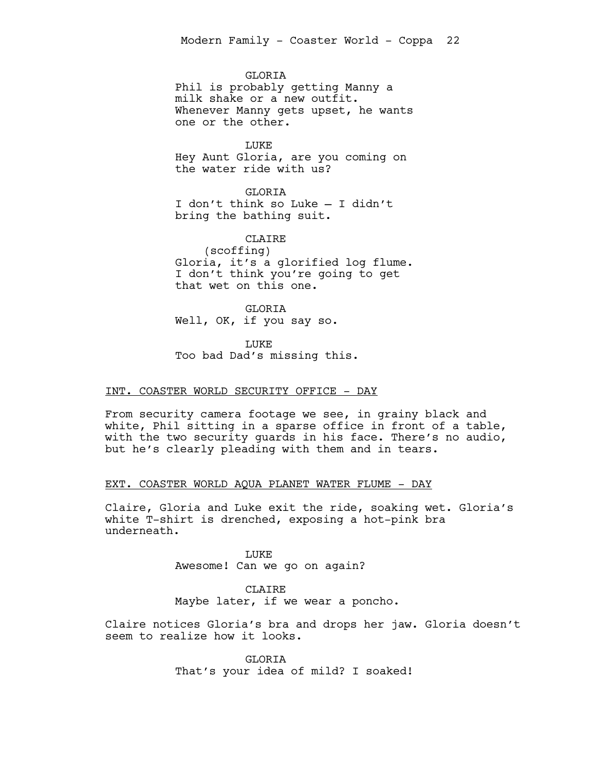GLORIA
Phil is probably getting Manny a milk shake or a new outfit. Whenever Manny gets upset, he wants one or the other.

LUKE
Hey Aunt Gloria, are you coming on the water ride with us?

GLORIA
I don't think so Luke – I didn't bring the bathing suit.

CLAIRE
(scoffing)
Gloria, it's a glorified log flume. I don't think you're going to get that wet on this one.

GLORIA
Well, OK, if you say so.

LUKE
Too bad Dad's missing this.

INT. COASTER WORLD SECURITY OFFICE - DAY

From security camera footage we see, in grainy black and white, Phil sitting in a sparse office in front of a table, with the two security guards in his face. There's no audio, but he's clearly pleading with them and in tears.

EXT. COASTER WORLD AQUA PLANET WATER FLUME - DAY

Claire, Gloria and Luke exit the ride, soaking wet. Gloria's white T-shirt is drenched, exposing a hot-pink bra underneath.

LUKE
Awesome! Can we go on again?

CLAIRE
Maybe later, if we wear a poncho.

Claire notices Gloria's bra and drops her jaw. Gloria doesn't seem to realize how it looks.

GLORIA
That's your idea of mild? I soaked!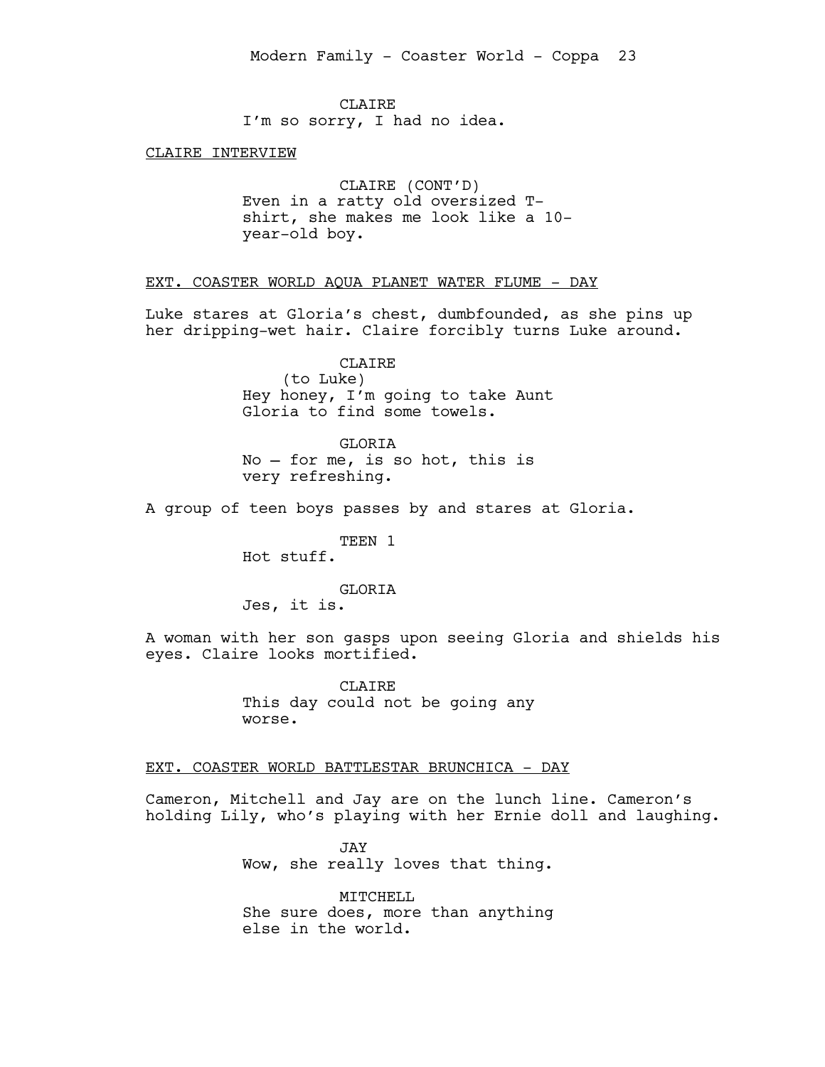CLAIRE
I'm so sorry, I had no idea.

CLAIRE INTERVIEW

CLAIRE (CONT'D)
Even in a ratty old oversized T-shirt, she makes me look like a 10-year-old boy.

EXT. COASTER WORLD AQUA PLANET WATER FLUME - DAY

Luke stares at Gloria's chest, dumbfounded, as she pins up her dripping-wet hair. Claire forcibly turns Luke around.

CLAIRE
(to Luke)
Hey honey, I'm going to take Aunt Gloria to find some towels.

GLORIA
No – for me, is so hot, this is very refreshing.

A group of teen boys passes by and stares at Gloria.

TEEN 1
Hot stuff.

GLORIA
Jes, it is.

A woman with her son gasps upon seeing Gloria and shields his eyes. Claire looks mortified.

CLAIRE
This day could not be going any worse.

EXT. COASTER WORLD BATTLESTAR BRUNCHICA - DAY

Cameron, Mitchell and Jay are on the lunch line. Cameron's holding Lily, who's playing with her Ernie doll and laughing.

JAY
Wow, she really loves that thing.

MITCHELL
She sure does, more than anything else in the world.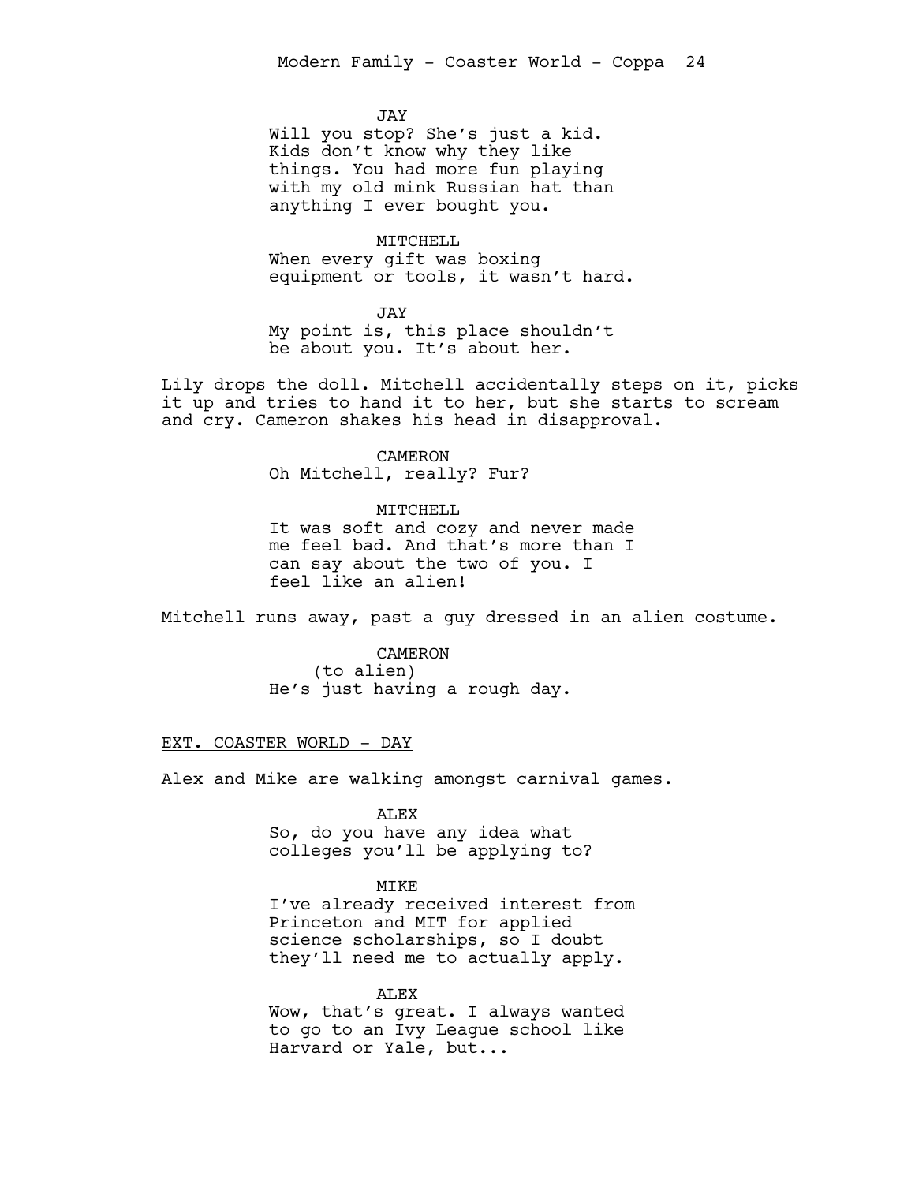JAY
Will you stop? She's just a kid. Kids don't know why they like things. You had more fun playing with my old mink Russian hat than anything I ever bought you.

MITCHELL
When every gift was boxing equipment or tools, it wasn't hard.

JAY
My point is, this place shouldn't be about you. It's about her.

Lily drops the doll. Mitchell accidentally steps on it, picks it up and tries to hand it to her, but she starts to scream and cry. Cameron shakes his head in disapproval.

CAMERON
Oh Mitchell, really? Fur?

MITCHELL
It was soft and cozy and never made me feel bad. And that's more than I can say about the two of you. I feel like an alien!

Mitchell runs away, past a guy dressed in an alien costume.

CAMERON
(to alien)
He's just having a rough day.

EXT. COASTER WORLD - DAY

Alex and Mike are walking amongst carnival games.

ALEX
So, do you have any idea what colleges you'll be applying to?

MIKE
I've already received interest from Princeton and MIT for applied science scholarships, so I doubt they'll need me to actually apply.

ALEX
Wow, that's great. I always wanted to go to an Ivy League school like Harvard or Yale, but...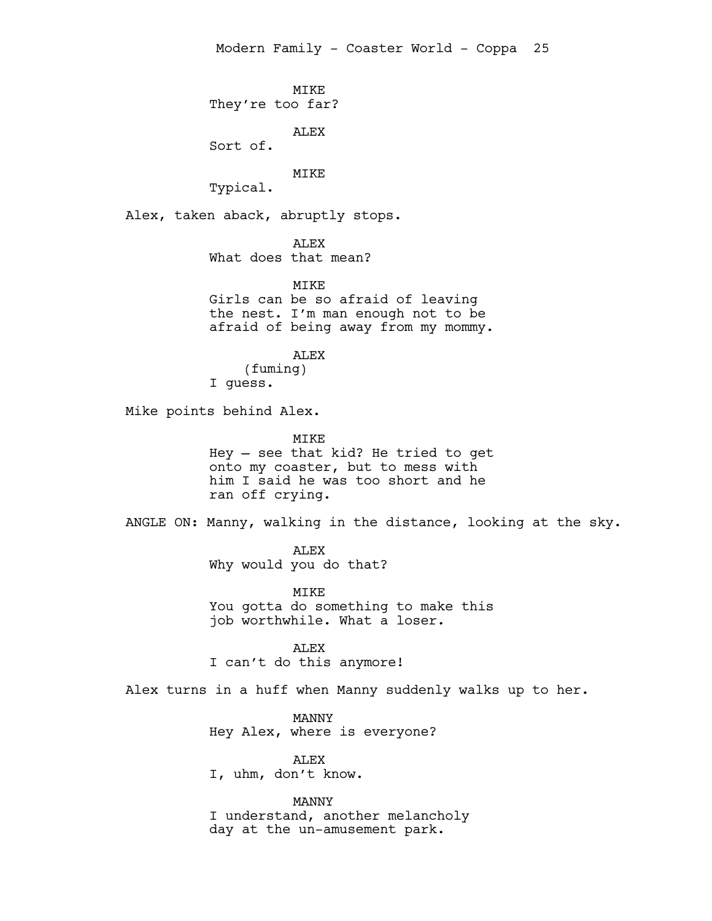MIKE
They're too far?

ALEX
Sort of.

MIKE
Typical.

Alex, taken aback, abruptly stops.

ALEX
What does that mean?

MIKE
Girls can be so afraid of leaving the nest. I'm man enough not to be afraid of being away from my mommy.

ALEX
(fuming)
I guess.

Mike points behind Alex.

MIKE
Hey – see that kid? He tried to get onto my coaster, but to mess with him I said he was too short and he ran off crying.

ANGLE ON: Manny, walking in the distance, looking at the sky.

ALEX
Why would you do that?

MIKE
You gotta do something to make this job worthwhile. What a loser.

ALEX
I can't do this anymore!

Alex turns in a huff when Manny suddenly walks up to her.

MANNY
Hey Alex, where is everyone?

ALEX
I, uhm, don't know.

MANNY
I understand, another melancholy day at the un-amusement park.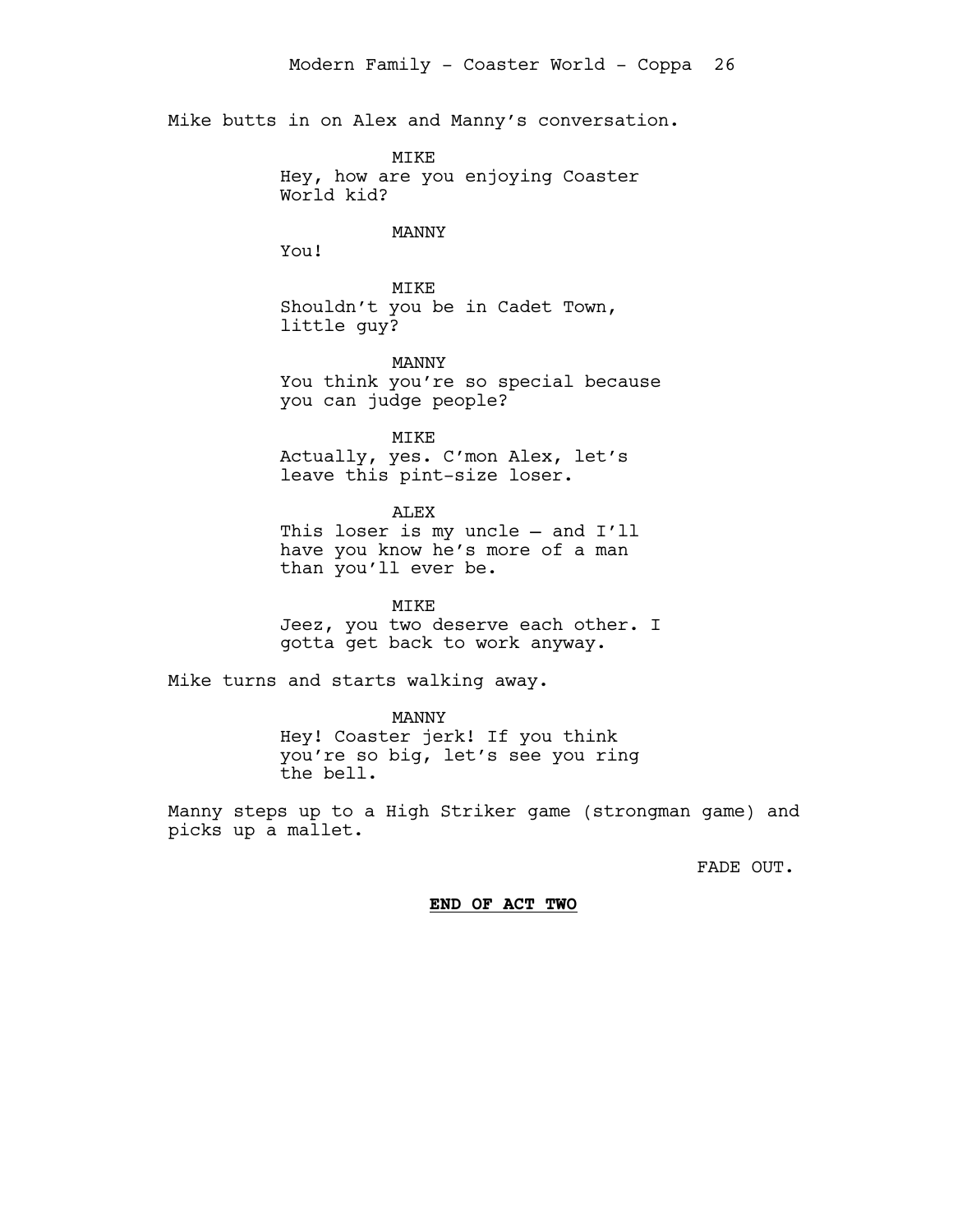Mike butts in on Alex and Manny's conversation.

MIKE
Hey, how are you enjoying Coaster World kid?

MANNY
You!

MIKE
Shouldn't you be in Cadet Town, little guy?

MANNY
You think you're so special because you can judge people?

MIKE
Actually, yes. C'mon Alex, let's leave this pint-size loser.

ALEX
This loser is my uncle – and I'll have you know he's more of a man than you'll ever be.

MIKE
Jeez, you two deserve each other. I gotta get back to work anyway.

Mike turns and starts walking away.

MANNY
Hey! Coaster jerk! If you think you're so big, let's see you ring the bell.

Manny steps up to a High Striker game (strongman game) and picks up a mallet.

FADE OUT.

**END OF ACT TWO**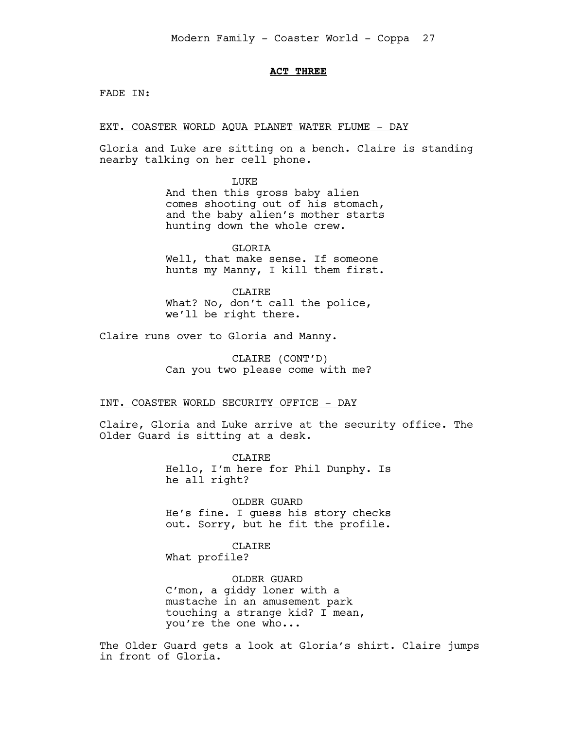**ACT THREE**

FADE IN:

EXT. COASTER WORLD AQUA PLANET WATER FLUME - DAY

Gloria and Luke are sitting on a bench. Claire is standing nearby talking on her cell phone.

LUKE
And then this gross baby alien comes shooting out of his stomach, and the baby alien's mother starts hunting down the whole crew.

GLORIA
Well, that make sense. If someone hunts my Manny, I kill them first.

CLAIRE
What? No, don't call the police, we'll be right there.

Claire runs over to Gloria and Manny.

CLAIRE (CONT'D)
Can you two please come with me?

INT. COASTER WORLD SECURITY OFFICE - DAY

Claire, Gloria and Luke arrive at the security office. The Older Guard is sitting at a desk.

CLAIRE
Hello, I'm here for Phil Dunphy. Is he all right?

OLDER GUARD
He's fine. I guess his story checks out. Sorry, but he fit the profile.

CLAIRE
What profile?

OLDER GUARD
C'mon, a giddy loner with a mustache in an amusement park touching a strange kid? I mean, you're the one who...

The Older Guard gets a look at Gloria's shirt. Claire jumps in front of Gloria.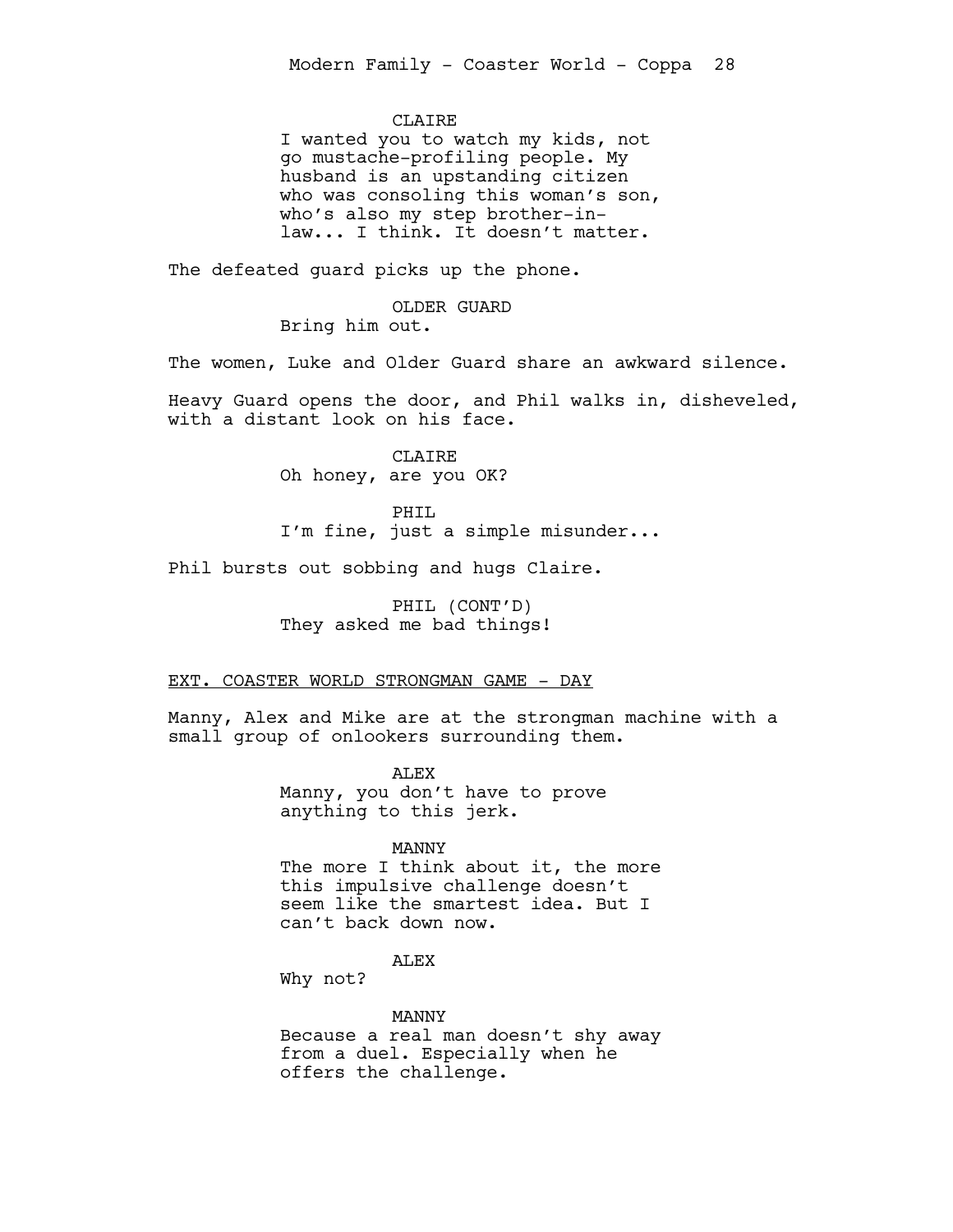CLAIRE

I wanted you to watch my kids, not go mustache-profiling people. My husband is an upstanding citizen who was consoling this woman's son, who's also my step brother-in-law... I think. It doesn't matter.

The defeated guard picks up the phone.

OLDER GUARD

Bring him out.

The women, Luke and Older Guard share an awkward silence.

Heavy Guard opens the door, and Phil walks in, disheveled, with a distant look on his face.

CLAIRE

Oh honey, are you OK?

PHIL

I'm fine, just a simple misunder...

Phil bursts out sobbing and hugs Claire.

PHIL (CONT'D)

They asked me bad things!

EXT. COASTER WORLD STRONGMAN GAME - DAY

Manny, Alex and Mike are at the strongman machine with a small group of onlookers surrounding them.

ALEX

Manny, you don't have to prove anything to this jerk.

MANNY

The more I think about it, the more this impulsive challenge doesn't seem like the smartest idea. But I can't back down now.

ALEX

Why not?

MANNY

Because a real man doesn't shy away from a duel. Especially when he offers the challenge.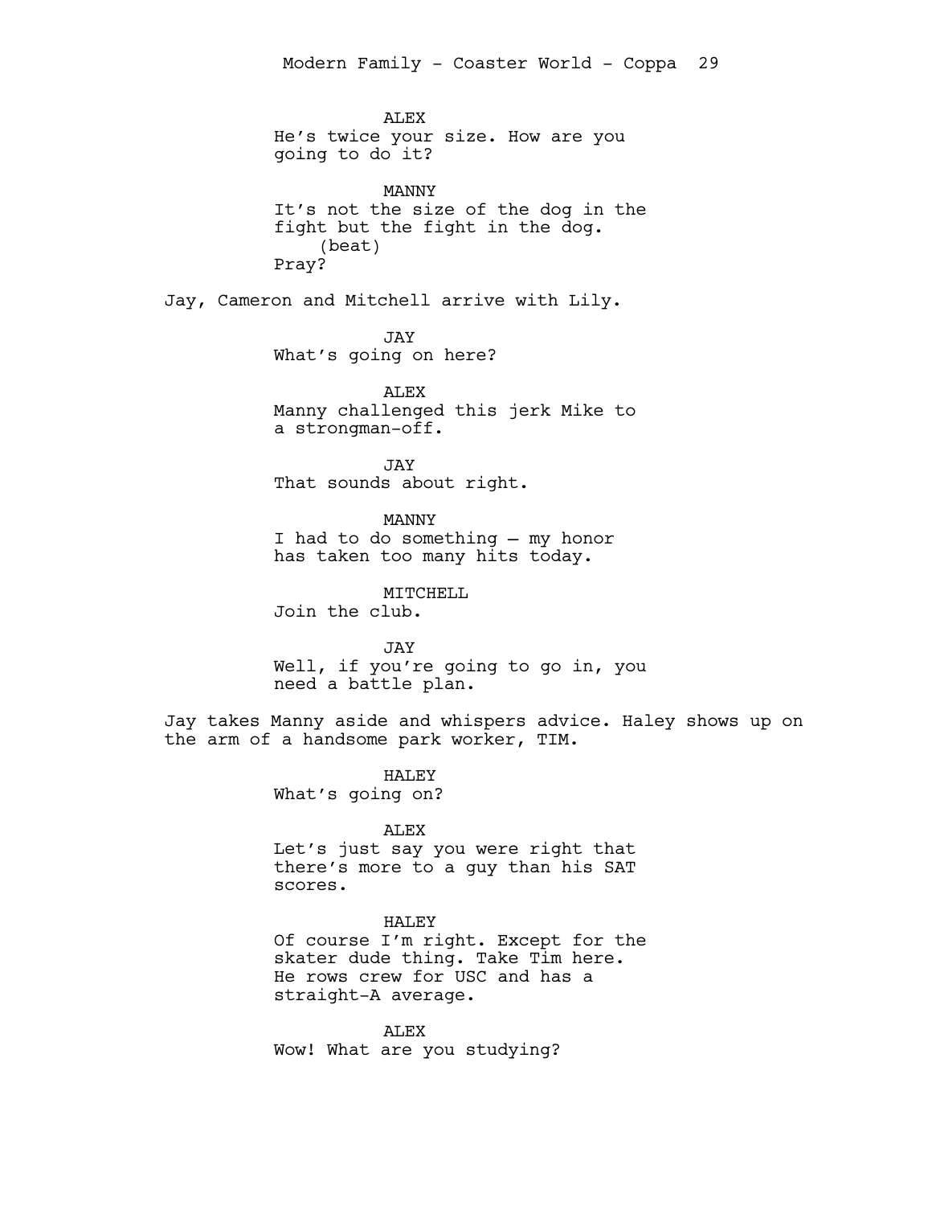ALEX
He's twice your size. How are you going to do it?

MANNY
It's not the size of the dog in the fight but the fight in the dog.
(beat)
Pray?

Jay, Cameron and Mitchell arrive with Lily.

JAY
What's going on here?

ALEX
Manny challenged this jerk Mike to a strongman-off.

JAY
That sounds about right.

MANNY
I had to do something — my honor has taken too many hits today.

MITCHELL
Join the club.

JAY
Well, if you're going to go in, you need a battle plan.

Jay takes Manny aside and whispers advice. Haley shows up on the arm of a handsome park worker, TIM.

HALEY
What's going on?

ALEX
Let's just say you were right that there's more to a guy than his SAT scores.

HALEY
Of course I'm right. Except for the skater dude thing. Take Tim here. He rows crew for USC and has a straight-A average.

ALEX
Wow! What are you studying?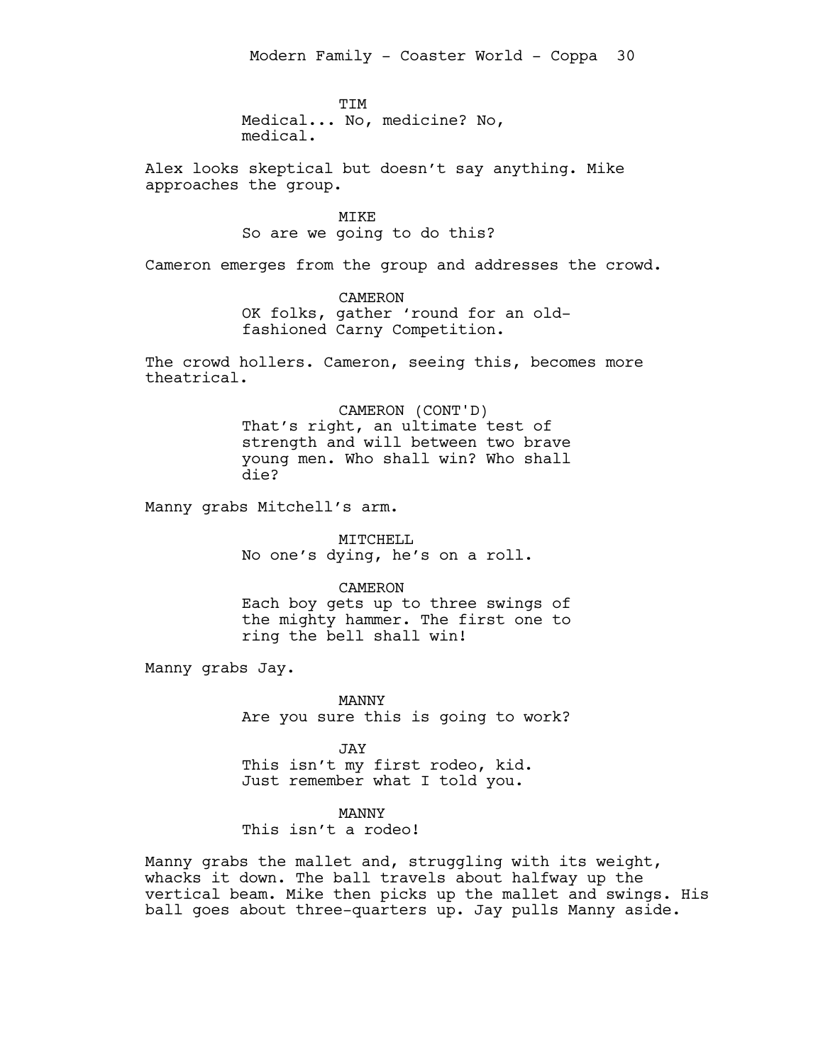TIM
Medical... No, medicine? No, medical.

Alex looks skeptical but doesn't say anything. Mike approaches the group.

MIKE
So are we going to do this?

Cameron emerges from the group and addresses the crowd.

CAMERON
OK folks, gather 'round for an old-fashioned Carny Competition.

The crowd hollers. Cameron, seeing this, becomes more theatrical.

CAMERON (CONT'D)
That's right, an ultimate test of strength and will between two brave young men. Who shall win? Who shall die?

Manny grabs Mitchell's arm.

MITCHELL
No one's dying, he's on a roll.

CAMERON
Each boy gets up to three swings of the mighty hammer. The first one to ring the bell shall win!

Manny grabs Jay.

MANNY
Are you sure this is going to work?

JAY
This isn't my first rodeo, kid. Just remember what I told you.

MANNY
This isn't a rodeo!

Manny grabs the mallet and, struggling with its weight, whacks it down. The ball travels about halfway up the vertical beam. Mike then picks up the mallet and swings. His ball goes about three-quarters up. Jay pulls Manny aside.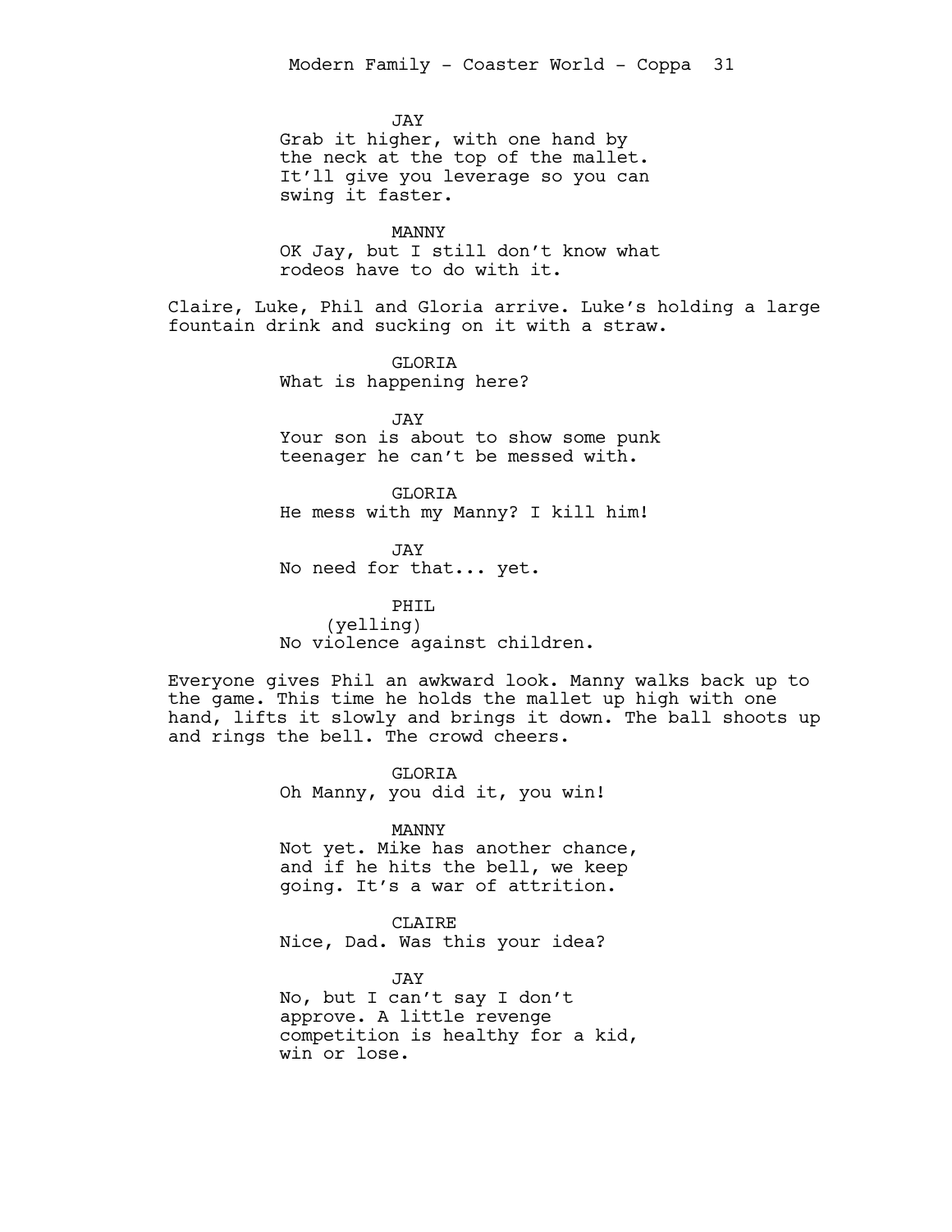JAY
Grab it higher, with one hand by the neck at the top of the mallet. It'll give you leverage so you can swing it faster.

MANNY
OK Jay, but I still don't know what rodeos have to do with it.

Claire, Luke, Phil and Gloria arrive. Luke's holding a large fountain drink and sucking on it with a straw.

GLORIA
What is happening here?

JAY
Your son is about to show some punk teenager he can't be messed with.

GLORIA
He mess with my Manny? I kill him!

JAY
No need for that... yet.

PHIL
(yelling)
No violence against children.

Everyone gives Phil an awkward look. Manny walks back up to the game. This time he holds the mallet up high with one hand, lifts it slowly and brings it down. The ball shoots up and rings the bell. The crowd cheers.

GLORIA
Oh Manny, you did it, you win!

MANNY
Not yet. Mike has another chance, and if he hits the bell, we keep going. It's a war of attrition.

CLAIRE
Nice, Dad. Was this your idea?

JAY
No, but I can't say I don't approve. A little revenge competition is healthy for a kid, win or lose.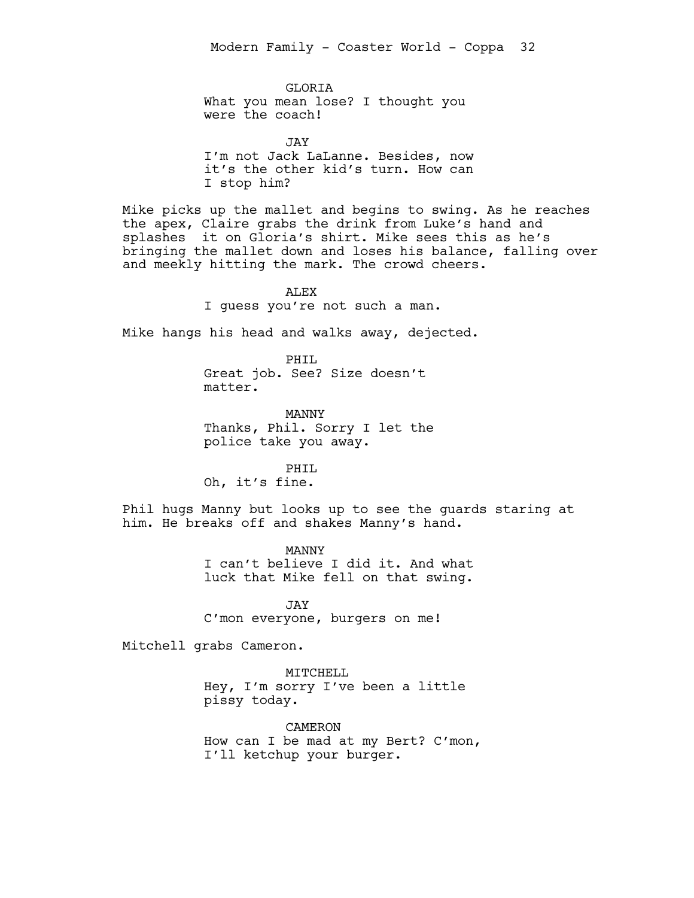GLORIA
What you mean lose? I thought you were the coach!

JAY
I'm not Jack LaLanne. Besides, now it's the other kid's turn. How can I stop him?

Mike picks up the mallet and begins to swing. As he reaches the apex, Claire grabs the drink from Luke's hand and splashes it on Gloria's shirt. Mike sees this as he's bringing the mallet down and loses his balance, falling over and meekly hitting the mark. The crowd cheers.

ALEX
I guess you're not such a man.

Mike hangs his head and walks away, dejected.

PHIL
Great job. See? Size doesn't matter.

MANNY
Thanks, Phil. Sorry I let the police take you away.

PHIL
Oh, it's fine.

Phil hugs Manny but looks up to see the guards staring at him. He breaks off and shakes Manny's hand.

MANNY
I can't believe I did it. And what luck that Mike fell on that swing.

JAY
C'mon everyone, burgers on me!

Mitchell grabs Cameron.

MITCHELL
Hey, I'm sorry I've been a little pissy today.

CAMERON
How can I be mad at my Bert? C'mon, I'll ketchup your burger.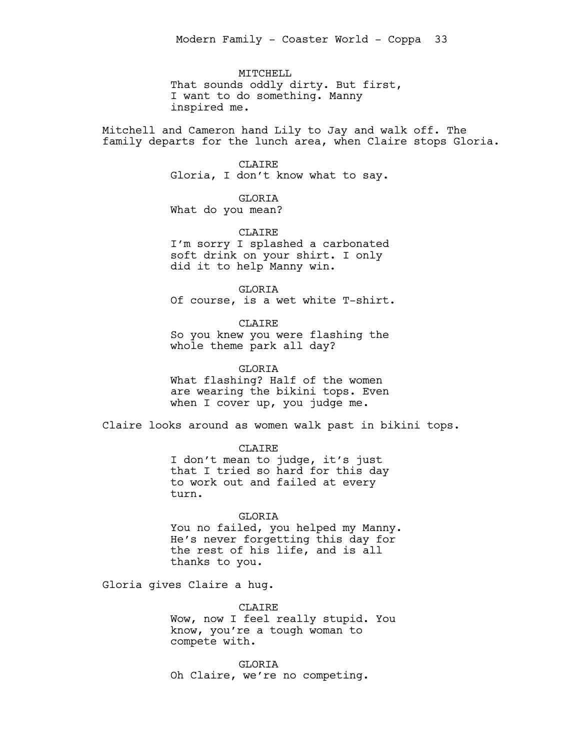MITCHELL
That sounds oddly dirty. But first, I want to do something. Manny inspired me.

Mitchell and Cameron hand Lily to Jay and walk off. The family departs for the lunch area, when Claire stops Gloria.

CLAIRE
Gloria, I don't know what to say.

GLORIA
What do you mean?

CLAIRE
I'm sorry I splashed a carbonated soft drink on your shirt. I only did it to help Manny win.

GLORIA
Of course, is a wet white T-shirt.

CLAIRE
So you knew you were flashing the whole theme park all day?

GLORIA
What flashing? Half of the women are wearing the bikini tops. Even when I cover up, you judge me.

Claire looks around as women walk past in bikini tops.

CLAIRE
I don't mean to judge, it's just that I tried so hard for this day to work out and failed at every turn.

GLORIA
You no failed, you helped my Manny. He's never forgetting this day for the rest of his life, and is all thanks to you.

Gloria gives Claire a hug.

CLAIRE
Wow, now I feel really stupid. You know, you're a tough woman to compete with.

GLORIA
Oh Claire, we're no competing.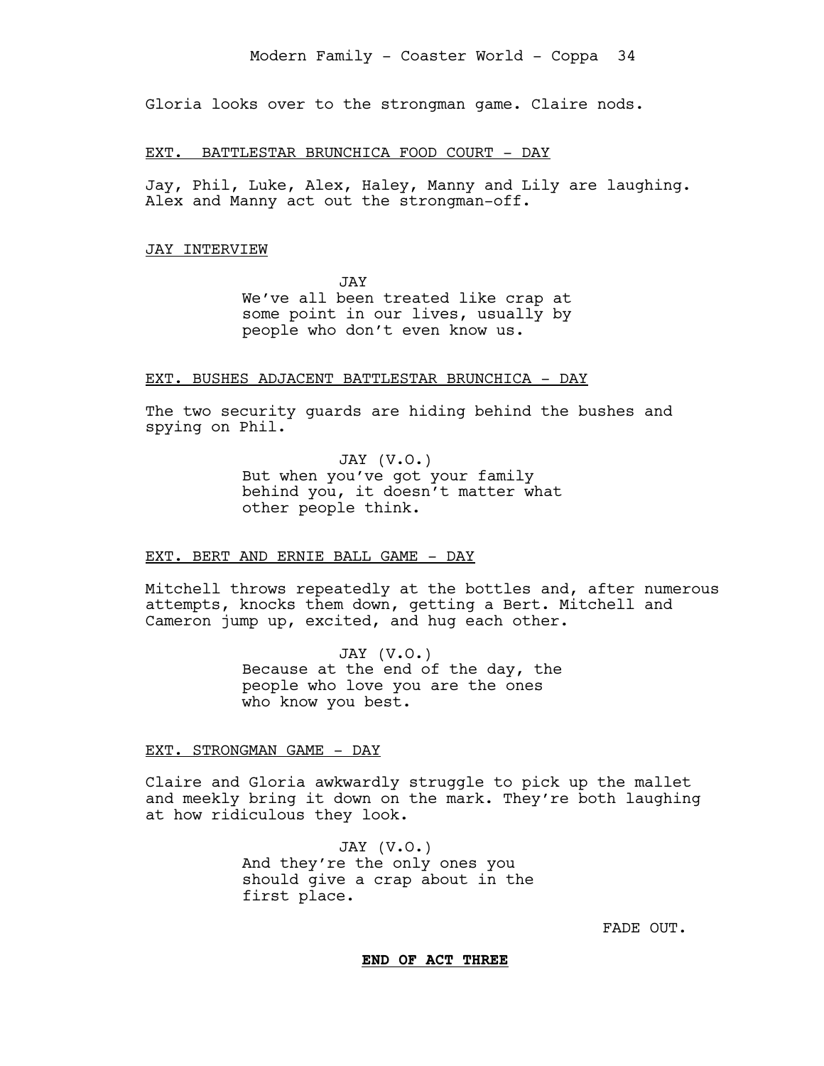Gloria looks over to the strongman game. Claire nods.

EXT. BATTLESTAR BRUNCHICA FOOD COURT - DAY

Jay, Phil, Luke, Alex, Haley, Manny and Lily are laughing. Alex and Manny act out the strongman-off.

JAY INTERVIEW

JAY
We've all been treated like crap at some point in our lives, usually by people who don't even know us.

EXT. BUSHES ADJACENT BATTLESTAR BRUNCHICA - DAY

The two security guards are hiding behind the bushes and spying on Phil.

JAY (V.O.)
But when you've got your family behind you, it doesn't matter what other people think.

EXT. BERT AND ERNIE BALL GAME - DAY

Mitchell throws repeatedly at the bottles and, after numerous attempts, knocks them down, getting a Bert. Mitchell and Cameron jump up, excited, and hug each other.

JAY (V.O.)
Because at the end of the day, the people who love you are the ones who know you best.

EXT. STRONGMAN GAME - DAY

Claire and Gloria awkwardly struggle to pick up the mallet and meekly bring it down on the mark. They're both laughing at how ridiculous they look.

JAY (V.O.)
And they're the only ones you should give a crap about in the first place.

FADE OUT.

**END OF ACT THREE**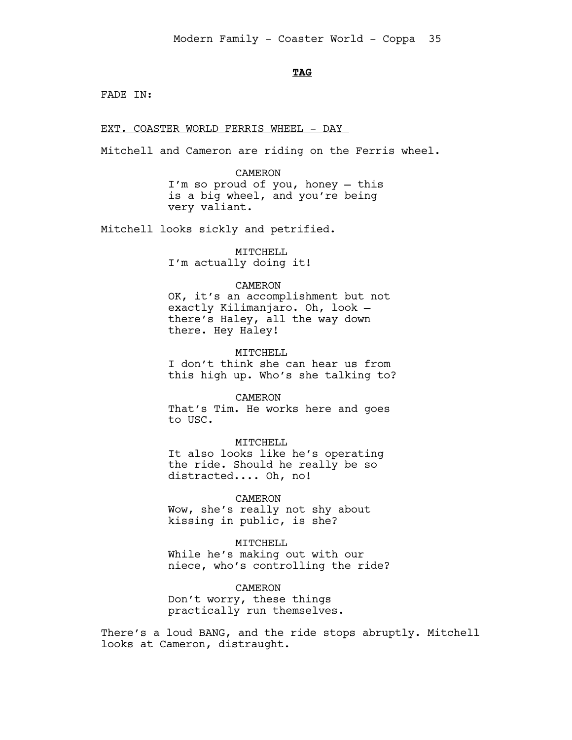**TAG**

FADE IN:

EXT. COASTER WORLD FERRIS WHEEL - DAY

Mitchell and Cameron are riding on the Ferris wheel.

CAMERON
I'm so proud of you, honey – this is a big wheel, and you're being very valiant.

Mitchell looks sickly and petrified.

MITCHELL
I'm actually doing it!

CAMERON
OK, it's an accomplishment but not exactly Kilimanjaro. Oh, look – there's Haley, all the way down there. Hey Haley!

MITCHELL
I don't think she can hear us from this high up. Who's she talking to?

CAMERON
That's Tim. He works here and goes to USC.

MITCHELL
It also looks like he's operating the ride. Should he really be so distracted.... Oh, no!

CAMERON
Wow, she's really not shy about kissing in public, is she?

MITCHELL
While he's making out with our niece, who's controlling the ride?

CAMERON
Don't worry, these things practically run themselves.

There's a loud BANG, and the ride stops abruptly. Mitchell looks at Cameron, distraught.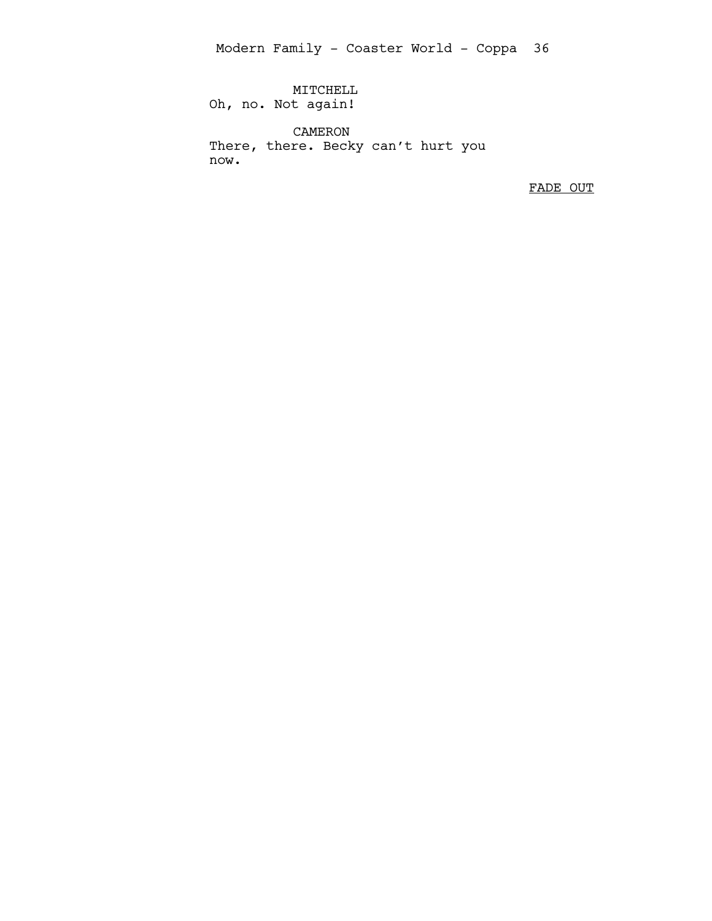MITCHELL
Oh, no. Not again!

CAMERON
There, there. Becky can't hurt you now.

FADE OUT